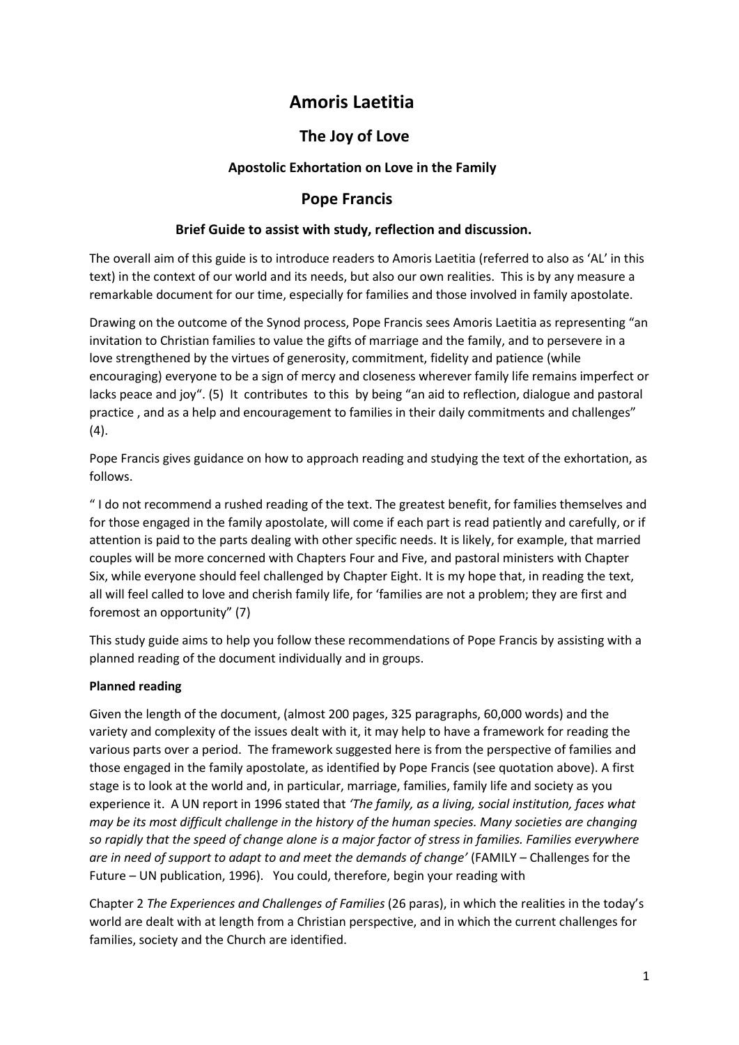# Amoris Laetitia

## The Joy of Love

### Apostolic Exhortation on Love in the Family

## Pope Francis

### Brief Guide to assist with study, reflection and discussion.

The overall aim of this guide is to introduce readers to Amoris Laetitia (referred to also as 'AL' in this text) in the context of our world and its needs, but also our own realities. This is by any measure a remarkable document for our time, especially for families and those involved in family apostolate.

Drawing on the outcome of the Synod process, Pope Francis sees Amoris Laetitia as representing "an invitation to Christian families to value the gifts of marriage and the family, and to persevere in a love strengthened by the virtues of generosity, commitment, fidelity and patience (while encouraging) everyone to be a sign of mercy and closeness wherever family life remains imperfect or lacks peace and joy". (5) It contributes to this by being "an aid to reflection, dialogue and pastoral practice , and as a help and encouragement to families in their daily commitments and challenges" (4).

Pope Francis gives guidance on how to approach reading and studying the text of the exhortation, as follows.

" I do not recommend a rushed reading of the text. The greatest benefit, for families themselves and for those engaged in the family apostolate, will come if each part is read patiently and carefully, or if attention is paid to the parts dealing with other specific needs. It is likely, for example, that married couples will be more concerned with Chapters Four and Five, and pastoral ministers with Chapter Six, while everyone should feel challenged by Chapter Eight. It is my hope that, in reading the text, all will feel called to love and cherish family life, for 'families are not a problem; they are first and foremost an opportunity" (7)

This study guide aims to help you follow these recommendations of Pope Francis by assisting with a planned reading of the document individually and in groups.

**Planned reading**

Given the length of the document, (almost 200 pages, 325 paragraphs, 60,000 words) and the variety and complexity of the issues dealt with it, it may help to have a framework for reading the various parts over a period. The framework suggested here is from the perspective of families and those engaged in the family apostolate, as identified by Pope Francis (see quotation above). A first stage is to look at the world and, in particular, marriage, families, family life and society as you experience it. A UN report in 1996 stated that *'The family, as a living, social institution, faces what may be its most difficult challenge in the history of the human species. Many societies are changing so rapidly that the speed of change alone is a major factor of stress in families. Families everywhere are in need of support to adapt to and meet the demands of change'* (FAMILY – Challenges for the Future – UN publication, 1996). You could, therefore, begin your reading with

Chapter 2 *The Experiences and Challenges of Families* (26 paras), in which the realities in the today's world are dealt with at length from a Christian perspective, and in which the current challenges for families, society and the Church are identified.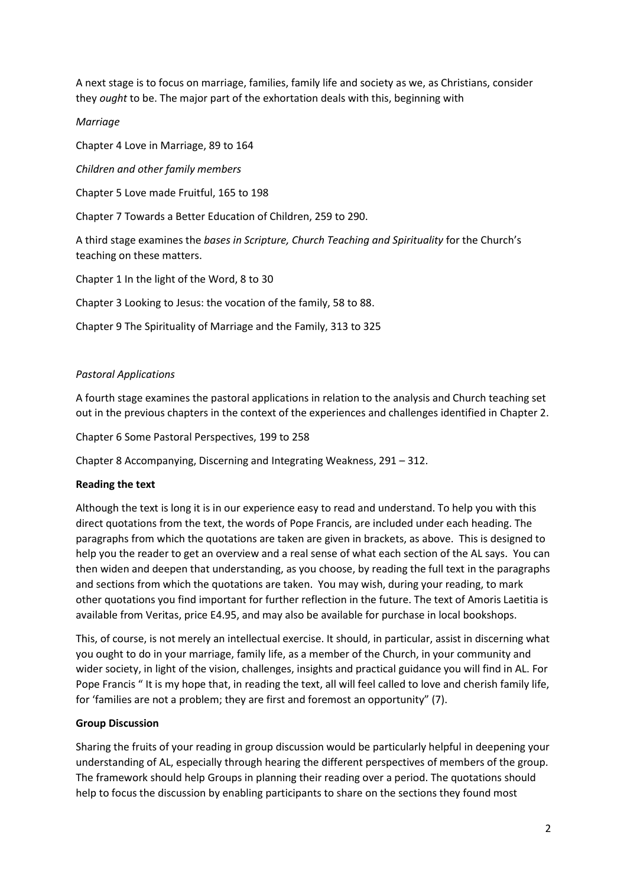A next stage is to focus on marriage, families, family life and society as we, as Christians, consider they *ought* to be. The major part of the exhortation deals with this, beginning with

*Marriage*

Chapter 4 Love in Marriage, 89 to 164

*Children and other family members*

Chapter 5 Love made Fruitful, 165 to 198

Chapter 7 Towards a Better Education of Children, 259 to 290.

A third stage examines the *bases in Scripture, Church Teaching and Spirituality* for the Church's teaching on these matters.

Chapter 1 In the light of the Word, 8 to 30

Chapter 3 Looking to Jesus: the vocation of the family, 58 to 88.

Chapter 9 The Spirituality of Marriage and the Family, 313 to 325

*Pastoral Applications*

A fourth stage examines the pastoral applications in relation to the analysis and Church teaching set out in the previous chapters in the context of the experiences and challenges identified in Chapter 2.

Chapter 6 Some Pastoral Perspectives, 199 to 258

Chapter 8 Accompanying, Discerning and Integrating Weakness, 291 – 312.

**Reading the text**

Although the text is long it is in our experience easy to read and understand. To help you with this direct quotations from the text, the words of Pope Francis, are included under each heading. The paragraphs from which the quotations are taken are given in brackets, as above. This is designed to help you the reader to get an overview and a real sense of what each section of the AL says. You can then widen and deepen that understanding, as you choose, by reading the full text in the paragraphs and sections from which the quotations are taken. You may wish, during your reading, to mark other quotations you find important for further reflection in the future. The text of Amoris Laetitia is available from Veritas, price E4.95, and may also be available for purchase in local bookshops.

This, of course, is not merely an intellectual exercise. It should, in particular, assist in discerning what you ought to do in your marriage, family life, as a member of the Church, in your community and wider society, in light of the vision, challenges, insights and practical guidance you will find in AL. For Pope Francis " It is my hope that, in reading the text, all will feel called to love and cherish family life, for 'families are not a problem; they are first and foremost an opportunity" (7).

**Group Discussion**

Sharing the fruits of your reading in group discussion would be particularly helpful in deepening your understanding of AL, especially through hearing the different perspectives of members of the group. The framework should help Groups in planning their reading over a period. The quotations should help to focus the discussion by enabling participants to share on the sections they found most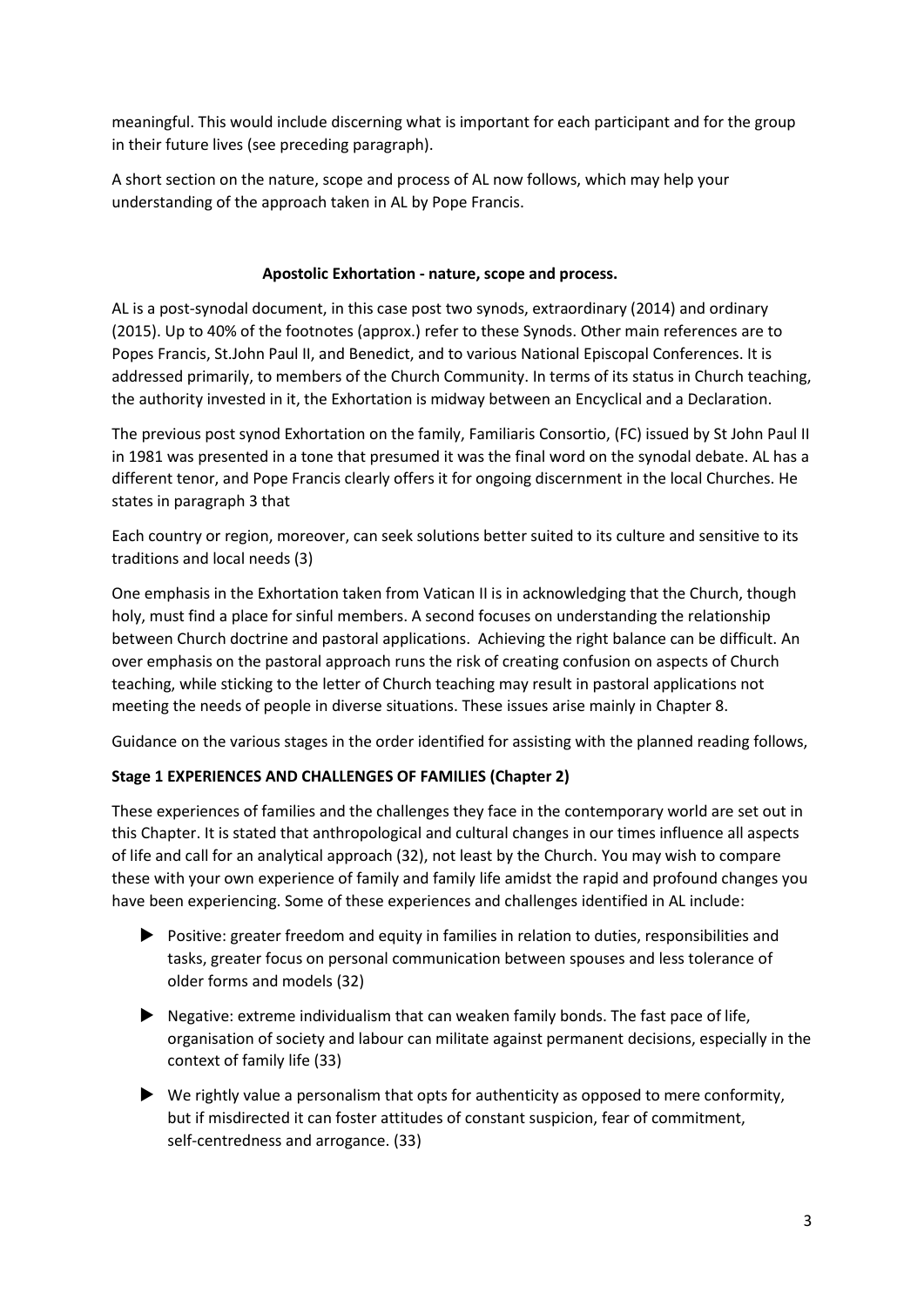meaningful. This would include discerning what is important for each participant and for the group in their future lives (see preceding paragraph).

A short section on the nature, scope and process of AL now follows, which may help your understanding of the approach taken in AL by Pope Francis.

## Apostolic Exhortation - nature, scope and process.

AL is a post-synodal document, in this case post two synods, extraordinary (2014) and ordinary (2015). Up to 40% of the footnotes (approx.) refer to these Synods. Other main references are to Popes Francis, St.John Paul II, and Benedict, and to various National Episcopal Conferences. It is addressed primarily, to members of the Church Community. In terms of its status in Church teaching, the authority invested in it, the Exhortation is midway between an Encyclical and a Declaration.

The previous post synod Exhortation on the family, Familiaris Consortio, (FC) issued by St John Paul II in 1981 was presented in a tone that presumed it was the final word on the synodal debate. AL has a different tenor, and Pope Francis clearly offers it for ongoing discernment in the local Churches. He states in paragraph 3 that

Each country or region, moreover, can seek solutions better suited to its culture and sensitive to its traditions and local needs (3)

One emphasis in the Exhortation taken from Vatican II is in acknowledging that the Church, though holy, must find a place for sinful members. A second focuses on understanding the relationship between Church doctrine and pastoral applications. Achieving the right balance can be difficult. An over emphasis on the pastoral approach runs the risk of creating confusion on aspects of Church teaching, while sticking to the letter of Church teaching may result in pastoral applications not meeting the needs of people in diverse situations. These issues arise mainly in Chapter 8.

Guidance on the various stages in the order identified for assisting with the planned reading follows,

### Stage 1 EXPERIENCES AND CHALLENGES OF FAMILIES (Chapter 2)

These experiences of families and the challenges they face in the contemporary world are set out in this Chapter. It is stated that anthropological and cultural changes in our times influence all aspects of life and call for an analytical approach (32), not least by the Church. You may wish to compare these with your own experience of family and family life amidst the rapid and profound changes you have been experiencing. Some of these experiences and challenges identified in AL include:

- Positive: greater freedom and equity in families in relation to duties, responsibilities and tasks, greater focus on personal communication between spouses and less tolerance of older forms and models (32)
- Negative: extreme individualism that can weaken family bonds. The fast pace of life, organisation of society and labour can militate against permanent decisions, especially in the context of family life (33)
- We rightly value a personalism that opts for authenticity as opposed to mere conformity, but if misdirected it can foster attitudes of constant suspicion, fear of commitment, self-centredness and arrogance. (33)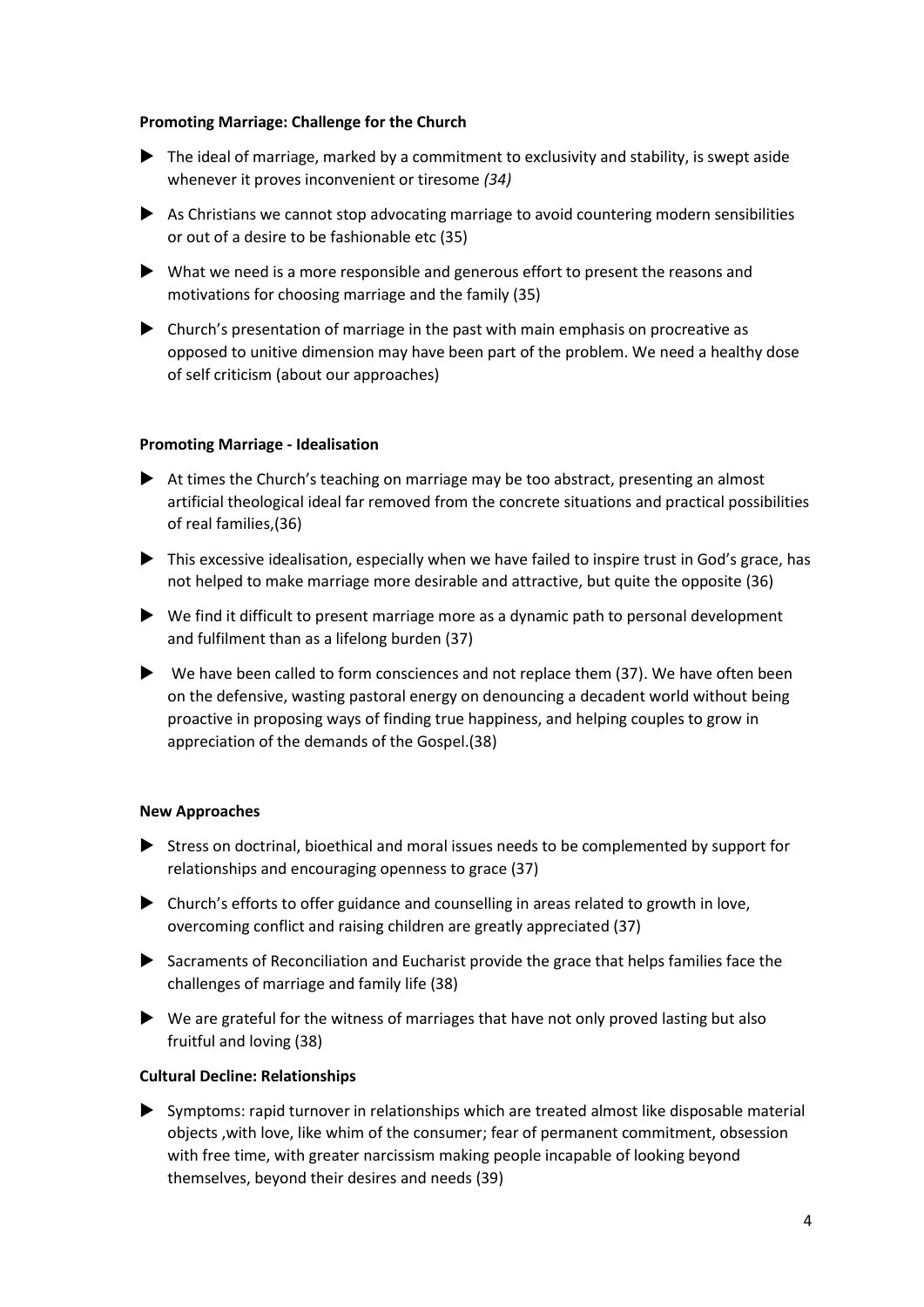**Promoting Marriage: Challenge for the Church**

- The ideal of marriage, marked by a commitment to exclusivity and stability, is swept aside whenever it proves inconvenient or tiresome *(34)*
- As Christians we cannot stop advocating marriage to avoid countering modern sensibilities or out of a desire to be fashionable etc (35)
- What we need is a more responsible and generous effort to present the reasons and motivations for choosing marriage and the family (35)
- Church's presentation of marriage in the past with main emphasis on procreative as opposed to unitive dimension may have been part of the problem. We need a healthy dose of self criticism (about our approaches)

**Promoting Marriage - Idealisation**

- At times the Church's teaching on marriage may be too abstract, presenting an almost artificial theological ideal far removed from the concrete situations and practical possibilities of real families,(36)
- This excessive idealisation, especially when we have failed to inspire trust in God's grace, has not helped to make marriage more desirable and attractive, but quite the opposite (36)
- We find it difficult to present marriage more as a dynamic path to personal development and fulfilment than as a lifelong burden (37)
- We have been called to form consciences and not replace them (37). We have often been on the defensive, wasting pastoral energy on denouncing a decadent world without being proactive in proposing ways of finding true happiness, and helping couples to grow in appreciation of the demands of the Gospel.(38)

**New Approaches**

- Stress on doctrinal, bioethical and moral issues needs to be complemented by support for relationships and encouraging openness to grace (37)
- Church's efforts to offer guidance and counselling in areas related to growth in love, overcoming conflict and raising children are greatly appreciated (37)
- Sacraments of Reconciliation and Eucharist provide the grace that helps families face the challenges of marriage and family life (38)
- We are grateful for the witness of marriages that have not only proved lasting but also fruitful and loving (38)

**Cultural Decline: Relationships**

- Symptoms: rapid turnover in relationships which are treated almost like disposable material objects ,with love, like whim of the consumer; fear of permanent commitment, obsession with free time, with greater narcissism making people incapable of looking beyond themselves, beyond their desires and needs (39)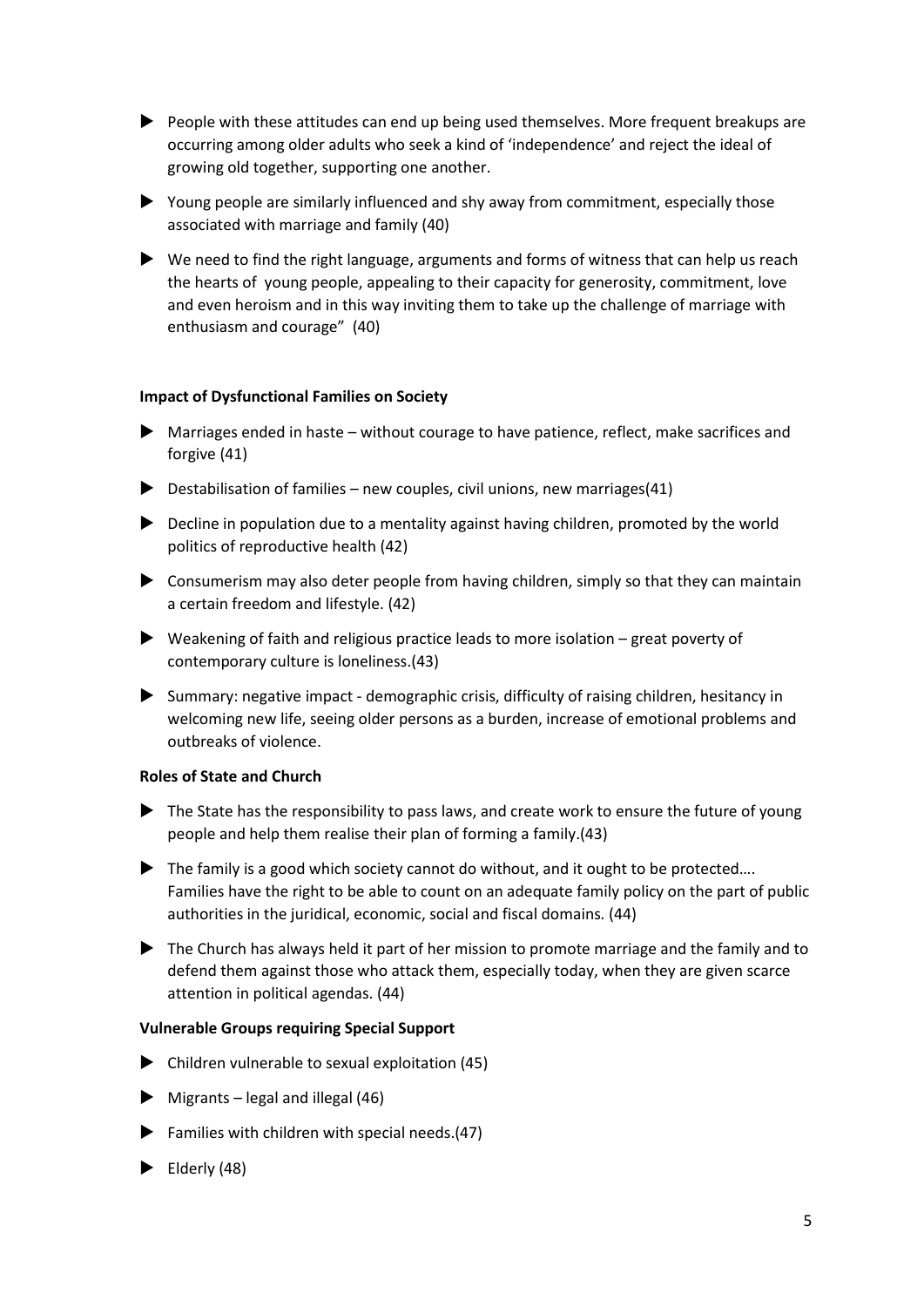- People with these attitudes can end up being used themselves. More frequent breakups are occurring among older adults who seek a kind of 'independence' and reject the ideal of growing old together, supporting one another.
- Young people are similarly influenced and shy away from commitment, especially those associated with marriage and family (40)
- We need to find the right language, arguments and forms of witness that can help us reach the hearts of young people, appealing to their capacity for generosity, commitment, love and even heroism and in this way inviting them to take up the challenge of marriage with enthusiasm and courage" (40)

**Impact of Dysfunctional Families on Society**

- Marriages ended in haste – without courage to have patience, reflect, make sacrifices and forgive (41)
- Destabilisation of families – new couples, civil unions, new marriages(41)
- Decline in population due to a mentality against having children, promoted by the world politics of reproductive health (42)
- Consumerism may also deter people from having children, simply so that they can maintain a certain freedom and lifestyle. (42)
- Weakening of faith and religious practice leads to more isolation – great poverty of contemporary culture is loneliness.(43)
- Summary: negative impact - demographic crisis, difficulty of raising children, hesitancy in welcoming new life, seeing older persons as a burden, increase of emotional problems and outbreaks of violence.

**Roles of State and Church**

- The State has the responsibility to pass laws, and create work to ensure the future of young people and help them realise their plan of forming a family.(43)
- The family is a good which society cannot do without, and it ought to be protected…. Families have the right to be able to count on an adequate family policy on the part of public authorities in the juridical, economic, social and fiscal domains. (44)
- The Church has always held it part of her mission to promote marriage and the family and to defend them against those who attack them, especially today, when they are given scarce attention in political agendas. (44)

**Vulnerable Groups requiring Special Support**

- Children vulnerable to sexual exploitation (45)
- Migrants – legal and illegal (46)
- Families with children with special needs.(47)
- Elderly (48)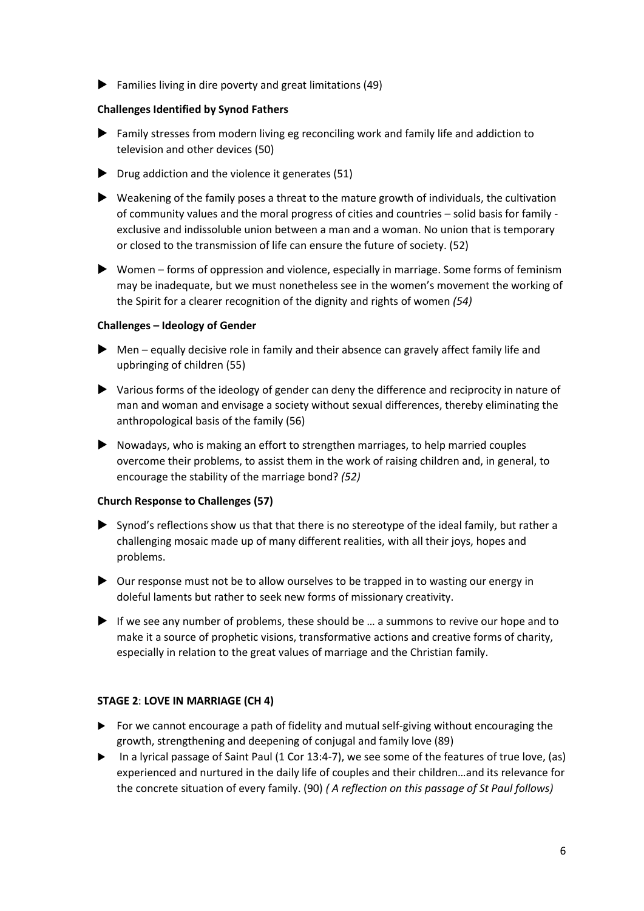- Families living in dire poverty and great limitations (49)

**Challenges Identified by Synod Fathers**

- Family stresses from modern living eg reconciling work and family life and addiction to television and other devices (50)
- Drug addiction and the violence it generates (51)
- Weakening of the family poses a threat to the mature growth of individuals, the cultivation of community values and the moral progress of cities and countries – solid basis for family - exclusive and indissoluble union between a man and a woman. No union that is temporary or closed to the transmission of life can ensure the future of society. (52)
- Women – forms of oppression and violence, especially in marriage. Some forms of feminism may be inadequate, but we must nonetheless see in the women's movement the working of the Spirit for a clearer recognition of the dignity and rights of women *(54)*

**Challenges – Ideology of Gender**

- Men – equally decisive role in family and their absence can gravely affect family life and upbringing of children (55)
- Various forms of the ideology of gender can deny the difference and reciprocity in nature of man and woman and envisage a society without sexual differences, thereby eliminating the anthropological basis of the family (56)
- Nowadays, who is making an effort to strengthen marriages, to help married couples overcome their problems, to assist them in the work of raising children and, in general, to encourage the stability of the marriage bond? *(52)*

**Church Response to Challenges (57)**

- Synod's reflections show us that that there is no stereotype of the ideal family, but rather a challenging mosaic made up of many different realities, with all their joys, hopes and problems.
- Our response must not be to allow ourselves to be trapped in to wasting our energy in doleful laments but rather to seek new forms of missionary creativity.
- If we see any number of problems, these should be … a summons to revive our hope and to make it a source of prophetic visions, transformative actions and creative forms of charity, especially in relation to the great values of marriage and the Christian family.

**STAGE 2**: **LOVE IN MARRIAGE (CH 4)**

- For we cannot encourage a path of fidelity and mutual self-giving without encouraging the growth, strengthening and deepening of conjugal and family love (89)
- In a lyrical passage of Saint Paul (1 Cor 13:4-7), we see some of the features of true love, (as) experienced and nurtured in the daily life of couples and their children…and its relevance for the concrete situation of every family. (90) *( A reflection on this passage of St Paul follows)*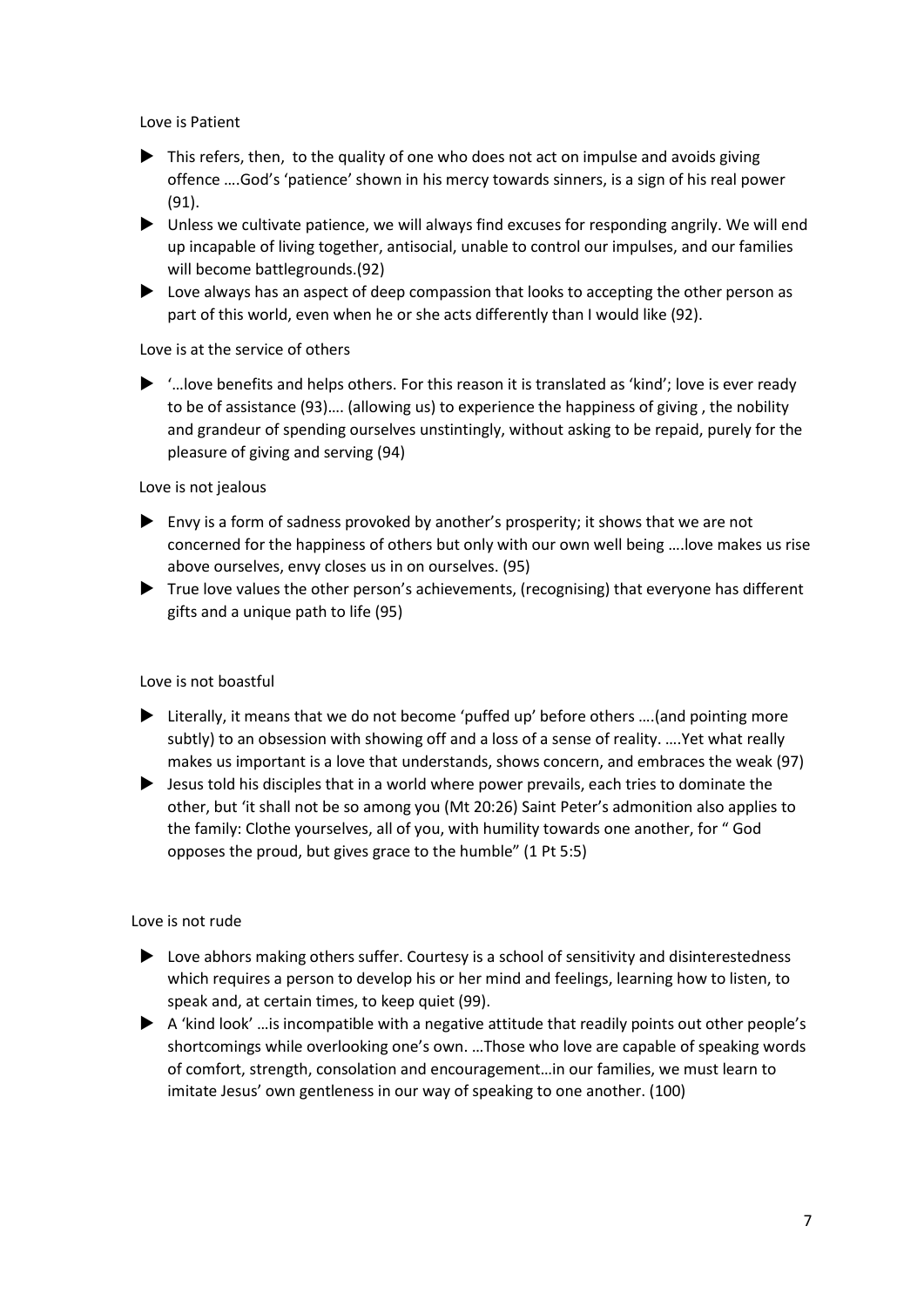Love is Patient

- This refers, then, to the quality of one who does not act on impulse and avoids giving offence ….God's 'patience' shown in his mercy towards sinners, is a sign of his real power (91).
- Unless we cultivate patience, we will always find excuses for responding angrily. We will end up incapable of living together, antisocial, unable to control our impulses, and our families will become battlegrounds.(92)
- Love always has an aspect of deep compassion that looks to accepting the other person as part of this world, even when he or she acts differently than I would like (92).

Love is at the service of others

- '…love benefits and helps others. For this reason it is translated as 'kind'; love is ever ready to be of assistance (93)…. (allowing us) to experience the happiness of giving , the nobility and grandeur of spending ourselves unstintingly, without asking to be repaid, purely for the pleasure of giving and serving (94)

Love is not jealous

- Envy is a form of sadness provoked by another's prosperity; it shows that we are not concerned for the happiness of others but only with our own well being ….love makes us rise above ourselves, envy closes us in on ourselves. (95)
- True love values the other person's achievements, (recognising) that everyone has different gifts and a unique path to life (95)

Love is not boastful

- Literally, it means that we do not become 'puffed up' before others ….(and pointing more subtly) to an obsession with showing off and a loss of a sense of reality. ….Yet what really makes us important is a love that understands, shows concern, and embraces the weak (97)
- Jesus told his disciples that in a world where power prevails, each tries to dominate the other, but 'it shall not be so among you (Mt 20:26) Saint Peter's admonition also applies to the family: Clothe yourselves, all of you, with humility towards one another, for " God opposes the proud, but gives grace to the humble" (1 Pt 5:5)

Love is not rude

- Love abhors making others suffer. Courtesy is a school of sensitivity and disinterestedness which requires a person to develop his or her mind and feelings, learning how to listen, to speak and, at certain times, to keep quiet (99).
- A 'kind look' …is incompatible with a negative attitude that readily points out other people's shortcomings while overlooking one's own. …Those who love are capable of speaking words of comfort, strength, consolation and encouragement…in our families, we must learn to imitate Jesus' own gentleness in our way of speaking to one another. (100)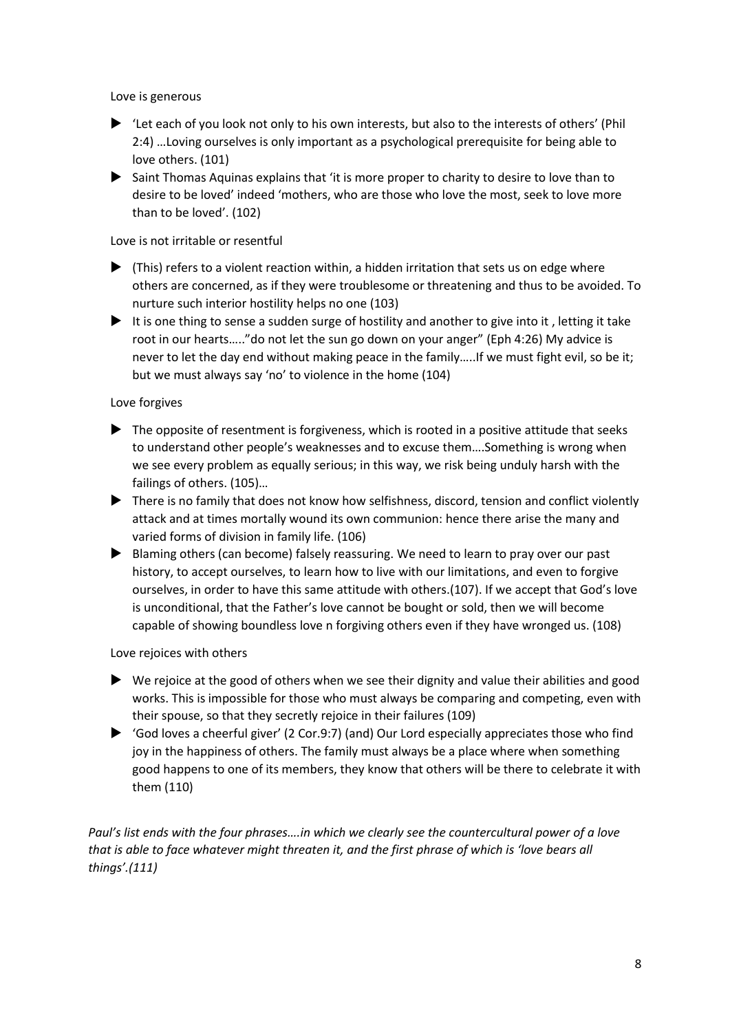Love is generous

- 'Let each of you look not only to his own interests, but also to the interests of others' (Phil 2:4) …Loving ourselves is only important as a psychological prerequisite for being able to love others. (101)
- Saint Thomas Aquinas explains that 'it is more proper to charity to desire to love than to desire to be loved' indeed 'mothers, who are those who love the most, seek to love more than to be loved'. (102)

Love is not irritable or resentful

- (This) refers to a violent reaction within, a hidden irritation that sets us on edge where others are concerned, as if they were troublesome or threatening and thus to be avoided. To nurture such interior hostility helps no one (103)
- It is one thing to sense a sudden surge of hostility and another to give into it , letting it take root in our hearts….."do not let the sun go down on your anger" (Eph 4:26) My advice is never to let the day end without making peace in the family…..If we must fight evil, so be it; but we must always say 'no' to violence in the home (104)

Love forgives

- The opposite of resentment is forgiveness, which is rooted in a positive attitude that seeks to understand other people's weaknesses and to excuse them….Something is wrong when we see every problem as equally serious; in this way, we risk being unduly harsh with the failings of others. (105)…
- There is no family that does not know how selfishness, discord, tension and conflict violently attack and at times mortally wound its own communion: hence there arise the many and varied forms of division in family life. (106)
- Blaming others (can become) falsely reassuring. We need to learn to pray over our past history, to accept ourselves, to learn how to live with our limitations, and even to forgive ourselves, in order to have this same attitude with others.(107). If we accept that God's love is unconditional, that the Father's love cannot be bought or sold, then we will become capable of showing boundless love n forgiving others even if they have wronged us. (108)

Love rejoices with others

- We rejoice at the good of others when we see their dignity and value their abilities and good works. This is impossible for those who must always be comparing and competing, even with their spouse, so that they secretly rejoice in their failures (109)
- 'God loves a cheerful giver' (2 Cor.9:7) (and) Our Lord especially appreciates those who find joy in the happiness of others. The family must always be a place where when something good happens to one of its members, they know that others will be there to celebrate it with them (110)

*Paul's list ends with the four phrases….in which we clearly see the countercultural power of a love that is able to face whatever might threaten it, and the first phrase of which is 'love bears all things'.(111)*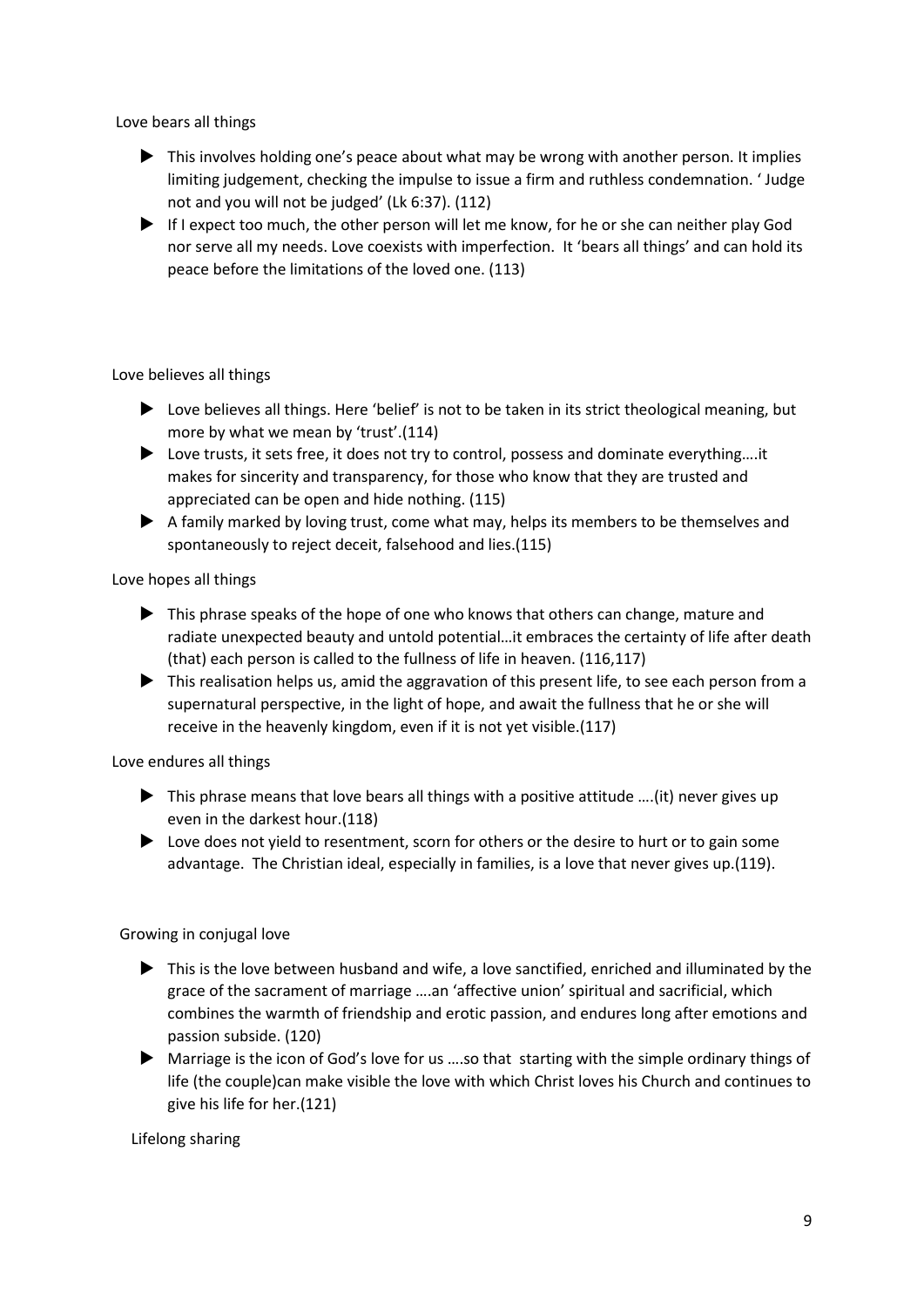Love bears all things

- This involves holding one's peace about what may be wrong with another person. It implies limiting judgement, checking the impulse to issue a firm and ruthless condemnation. ' Judge not and you will not be judged' (Lk 6:37). (112)
- If I expect too much, the other person will let me know, for he or she can neither play God nor serve all my needs. Love coexists with imperfection. It 'bears all things' and can hold its peace before the limitations of the loved one. (113)

Love believes all things

- Love believes all things. Here 'belief' is not to be taken in its strict theological meaning, but more by what we mean by 'trust'.(114)
- Love trusts, it sets free, it does not try to control, possess and dominate everything….it makes for sincerity and transparency, for those who know that they are trusted and appreciated can be open and hide nothing. (115)
- A family marked by loving trust, come what may, helps its members to be themselves and spontaneously to reject deceit, falsehood and lies.(115)

Love hopes all things

- This phrase speaks of the hope of one who knows that others can change, mature and radiate unexpected beauty and untold potential…it embraces the certainty of life after death (that) each person is called to the fullness of life in heaven. (116,117)
- This realisation helps us, amid the aggravation of this present life, to see each person from a supernatural perspective, in the light of hope, and await the fullness that he or she will receive in the heavenly kingdom, even if it is not yet visible.(117)

Love endures all things

- This phrase means that love bears all things with a positive attitude ….(it) never gives up even in the darkest hour.(118)
- Love does not yield to resentment, scorn for others or the desire to hurt or to gain some advantage. The Christian ideal, especially in families, is a love that never gives up.(119).

Growing in conjugal love

- This is the love between husband and wife, a love sanctified, enriched and illuminated by the grace of the sacrament of marriage ….an 'affective union' spiritual and sacrificial, which combines the warmth of friendship and erotic passion, and endures long after emotions and passion subside. (120)
- Marriage is the icon of God's love for us ….so that starting with the simple ordinary things of life (the couple)can make visible the love with which Christ loves his Church and continues to give his life for her.(121)

Lifelong sharing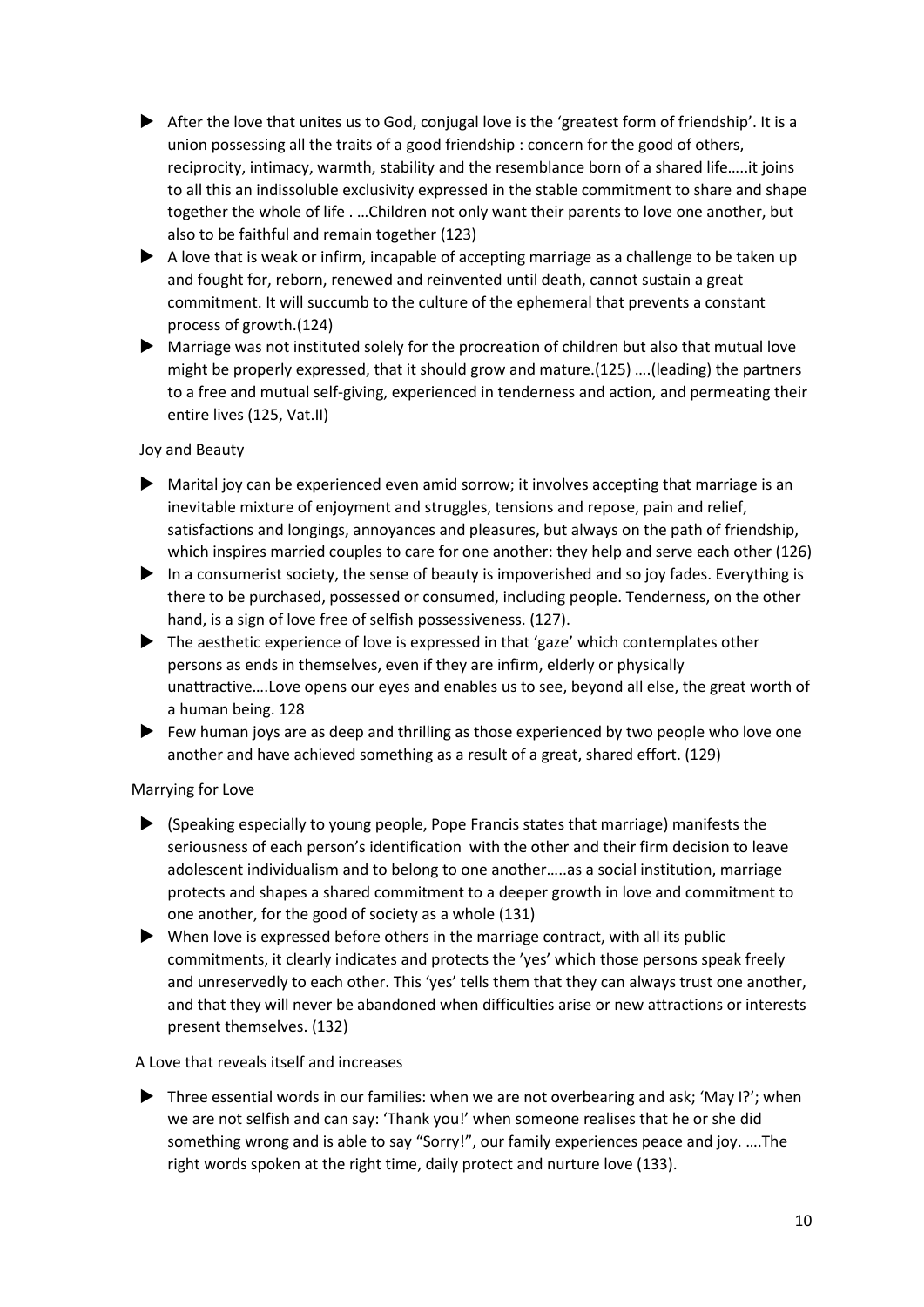- After the love that unites us to God, conjugal love is the 'greatest form of friendship'. It is a union possessing all the traits of a good friendship : concern for the good of others, reciprocity, intimacy, warmth, stability and the resemblance born of a shared life…..it joins to all this an indissoluble exclusivity expressed in the stable commitment to share and shape together the whole of life . …Children not only want their parents to love one another, but also to be faithful and remain together (123)
- A love that is weak or infirm, incapable of accepting marriage as a challenge to be taken up and fought for, reborn, renewed and reinvented until death, cannot sustain a great commitment. It will succumb to the culture of the ephemeral that prevents a constant process of growth.(124)
- Marriage was not instituted solely for the procreation of children but also that mutual love might be properly expressed, that it should grow and mature.(125) ….(leading) the partners to a free and mutual self-giving, experienced in tenderness and action, and permeating their entire lives (125, Vat.II)

Joy and Beauty

- Marital joy can be experienced even amid sorrow; it involves accepting that marriage is an inevitable mixture of enjoyment and struggles, tensions and repose, pain and relief, satisfactions and longings, annoyances and pleasures, but always on the path of friendship, which inspires married couples to care for one another: they help and serve each other (126)
- In a consumerist society, the sense of beauty is impoverished and so joy fades. Everything is there to be purchased, possessed or consumed, including people. Tenderness, on the other hand, is a sign of love free of selfish possessiveness. (127).
- The aesthetic experience of love is expressed in that 'gaze' which contemplates other persons as ends in themselves, even if they are infirm, elderly or physically unattractive….Love opens our eyes and enables us to see, beyond all else, the great worth of a human being. 128
- Few human joys are as deep and thrilling as those experienced by two people who love one another and have achieved something as a result of a great, shared effort. (129)

Marrying for Love

- (Speaking especially to young people, Pope Francis states that marriage) manifests the seriousness of each person's identification with the other and their firm decision to leave adolescent individualism and to belong to one another…..as a social institution, marriage protects and shapes a shared commitment to a deeper growth in love and commitment to one another, for the good of society as a whole (131)
- When love is expressed before others in the marriage contract, with all its public commitments, it clearly indicates and protects the 'yes' which those persons speak freely and unreservedly to each other. This 'yes' tells them that they can always trust one another, and that they will never be abandoned when difficulties arise or new attractions or interests present themselves. (132)

A Love that reveals itself and increases

- Three essential words in our families: when we are not overbearing and ask; 'May I?'; when we are not selfish and can say: 'Thank you!' when someone realises that he or she did something wrong and is able to say "Sorry!", our family experiences peace and joy. ….The right words spoken at the right time, daily protect and nurture love (133).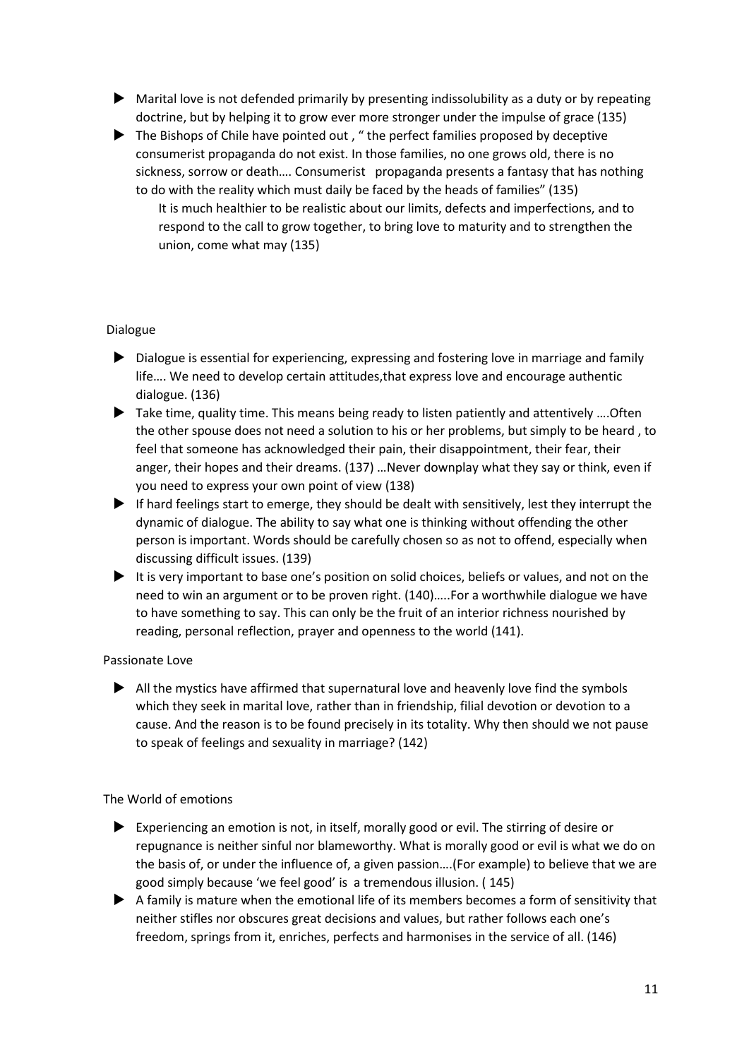- Marital love is not defended primarily by presenting indissolubility as a duty or by repeating doctrine, but by helping it to grow ever more stronger under the impulse of grace (135)
- The Bishops of Chile have pointed out , " the perfect families proposed by deceptive consumerist propaganda do not exist. In those families, no one grows old, there is no sickness, sorrow or death…. Consumerist propaganda presents a fantasy that has nothing to do with the reality which must daily be faced by the heads of families" (135)

  It is much healthier to be realistic about our limits, defects and imperfections, and to respond to the call to grow together, to bring love to maturity and to strengthen the union, come what may (135)

## Dialogue

- Dialogue is essential for experiencing, expressing and fostering love in marriage and family life…. We need to develop certain attitudes,that express love and encourage authentic dialogue. (136)
- Take time, quality time. This means being ready to listen patiently and attentively ….Often the other spouse does not need a solution to his or her problems, but simply to be heard , to feel that someone has acknowledged their pain, their disappointment, their fear, their anger, their hopes and their dreams. (137) …Never downplay what they say or think, even if you need to express your own point of view (138)
- If hard feelings start to emerge, they should be dealt with sensitively, lest they interrupt the dynamic of dialogue. The ability to say what one is thinking without offending the other person is important. Words should be carefully chosen so as not to offend, especially when discussing difficult issues. (139)
- It is very important to base one's position on solid choices, beliefs or values, and not on the need to win an argument or to be proven right. (140)…..For a worthwhile dialogue we have to have something to say. This can only be the fruit of an interior richness nourished by reading, personal reflection, prayer and openness to the world (141).

## Passionate Love

- All the mystics have affirmed that supernatural love and heavenly love find the symbols which they seek in marital love, rather than in friendship, filial devotion or devotion to a cause. And the reason is to be found precisely in its totality. Why then should we not pause to speak of feelings and sexuality in marriage? (142)

## The World of emotions

- Experiencing an emotion is not, in itself, morally good or evil. The stirring of desire or repugnance is neither sinful nor blameworthy. What is morally good or evil is what we do on the basis of, or under the influence of, a given passion….(For example) to believe that we are good simply because 'we feel good' is a tremendous illusion. ( 145)
- A family is mature when the emotional life of its members becomes a form of sensitivity that neither stifles nor obscures great decisions and values, but rather follows each one's freedom, springs from it, enriches, perfects and harmonises in the service of all. (146)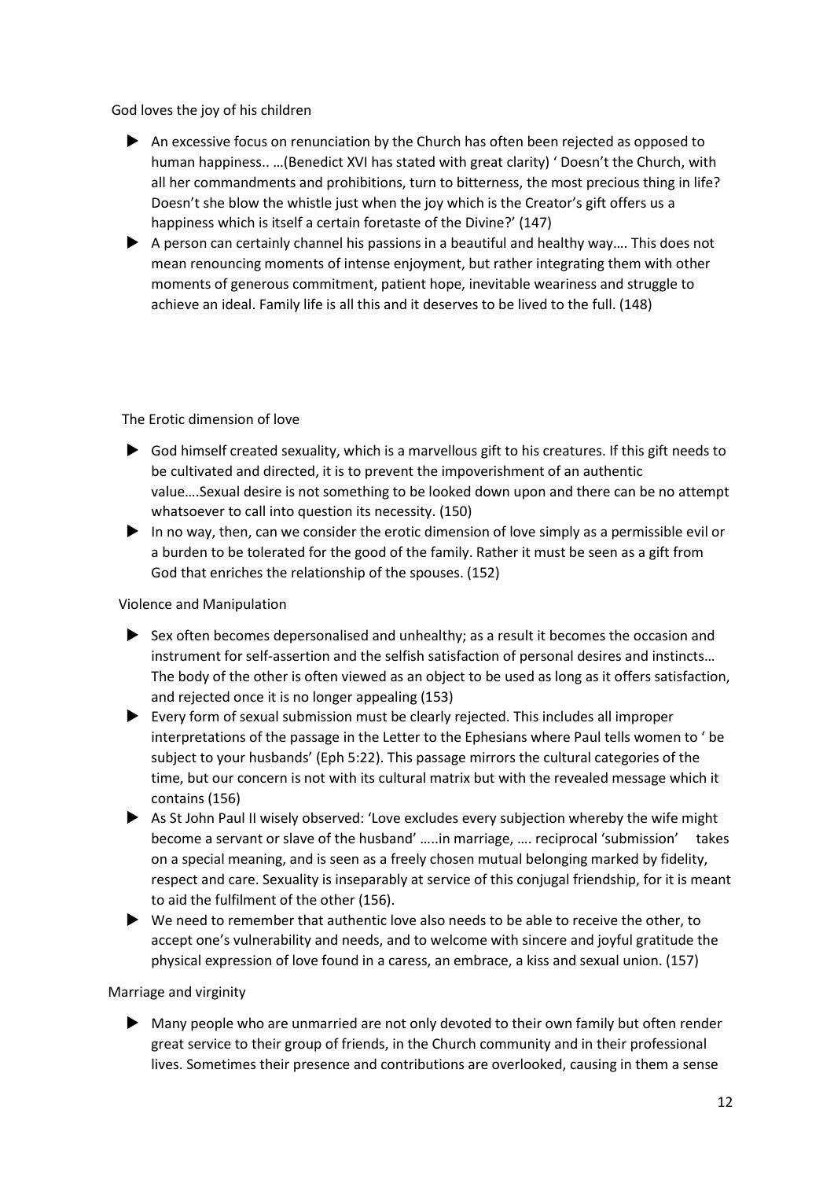God loves the joy of his children

- An excessive focus on renunciation by the Church has often been rejected as opposed to human happiness.. …(Benedict XVI has stated with great clarity) ' Doesn't the Church, with all her commandments and prohibitions, turn to bitterness, the most precious thing in life? Doesn't she blow the whistle just when the joy which is the Creator's gift offers us a happiness which is itself a certain foretaste of the Divine?' (147)
- A person can certainly channel his passions in a beautiful and healthy way…. This does not mean renouncing moments of intense enjoyment, but rather integrating them with other moments of generous commitment, patient hope, inevitable weariness and struggle to achieve an ideal. Family life is all this and it deserves to be lived to the full. (148)

The Erotic dimension of love

- God himself created sexuality, which is a marvellous gift to his creatures. If this gift needs to be cultivated and directed, it is to prevent the impoverishment of an authentic value….Sexual desire is not something to be looked down upon and there can be no attempt whatsoever to call into question its necessity. (150)
- In no way, then, can we consider the erotic dimension of love simply as a permissible evil or a burden to be tolerated for the good of the family. Rather it must be seen as a gift from God that enriches the relationship of the spouses. (152)

Violence and Manipulation

- Sex often becomes depersonalised and unhealthy; as a result it becomes the occasion and instrument for self-assertion and the selfish satisfaction of personal desires and instincts… The body of the other is often viewed as an object to be used as long as it offers satisfaction, and rejected once it is no longer appealing (153)
- Every form of sexual submission must be clearly rejected. This includes all improper interpretations of the passage in the Letter to the Ephesians where Paul tells women to ' be subject to your husbands' (Eph 5:22). This passage mirrors the cultural categories of the time, but our concern is not with its cultural matrix but with the revealed message which it contains (156)
- As St John Paul II wisely observed: 'Love excludes every subjection whereby the wife might become a servant or slave of the husband' …..in marriage, …. reciprocal 'submission' takes on a special meaning, and is seen as a freely chosen mutual belonging marked by fidelity, respect and care. Sexuality is inseparably at service of this conjugal friendship, for it is meant to aid the fulfilment of the other (156).
- We need to remember that authentic love also needs to be able to receive the other, to accept one's vulnerability and needs, and to welcome with sincere and joyful gratitude the physical expression of love found in a caress, an embrace, a kiss and sexual union. (157)

Marriage and virginity

- Many people who are unmarried are not only devoted to their own family but often render great service to their group of friends, in the Church community and in their professional lives. Sometimes their presence and contributions are overlooked, causing in them a sense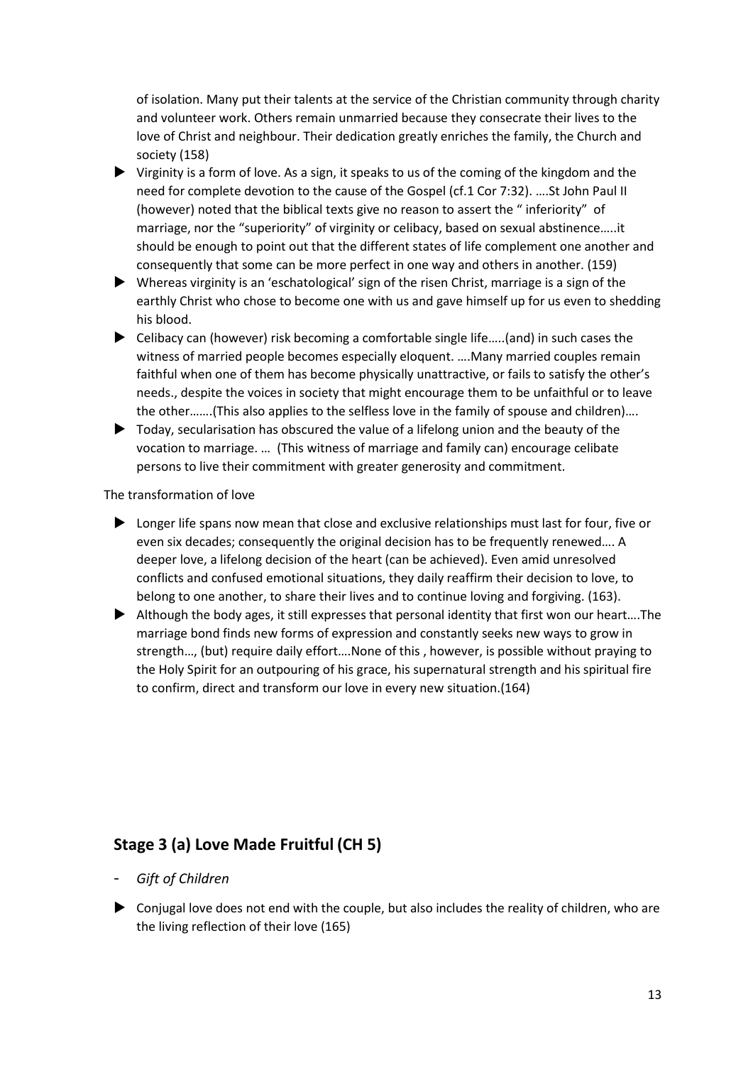of isolation. Many put their talents at the service of the Christian community through charity and volunteer work. Others remain unmarried because they consecrate their lives to the love of Christ and neighbour. Their dedication greatly enriches the family, the Church and society (158)

- Virginity is a form of love. As a sign, it speaks to us of the coming of the kingdom and the need for complete devotion to the cause of the Gospel (cf.1 Cor 7:32). ….St John Paul II (however) noted that the biblical texts give no reason to assert the " inferiority" of marriage, nor the "superiority" of virginity or celibacy, based on sexual abstinence…..it should be enough to point out that the different states of life complement one another and consequently that some can be more perfect in one way and others in another. (159)
- Whereas virginity is an 'eschatological' sign of the risen Christ, marriage is a sign of the earthly Christ who chose to become one with us and gave himself up for us even to shedding his blood.
- Celibacy can (however) risk becoming a comfortable single life…..(and) in such cases the witness of married people becomes especially eloquent. ….Many married couples remain faithful when one of them has become physically unattractive, or fails to satisfy the other's needs., despite the voices in society that might encourage them to be unfaithful or to leave the other…….(This also applies to the selfless love in the family of spouse and children)….
- Today, secularisation has obscured the value of a lifelong union and the beauty of the vocation to marriage. … (This witness of marriage and family can) encourage celibate persons to live their commitment with greater generosity and commitment.

The transformation of love

- Longer life spans now mean that close and exclusive relationships must last for four, five or even six decades; consequently the original decision has to be frequently renewed…. A deeper love, a lifelong decision of the heart (can be achieved). Even amid unresolved conflicts and confused emotional situations, they daily reaffirm their decision to love, to belong to one another, to share their lives and to continue loving and forgiving. (163).
- Although the body ages, it still expresses that personal identity that first won our heart….The marriage bond finds new forms of expression and constantly seeks new ways to grow in strength…, (but) require daily effort….None of this , however, is possible without praying to the Holy Spirit for an outpouring of his grace, his supernatural strength and his spiritual fire to confirm, direct and transform our love in every new situation.(164)

## Stage 3 (a) Love Made Fruitful (CH 5)

- *Gift of Children*

- Conjugal love does not end with the couple, but also includes the reality of children, who are the living reflection of their love (165)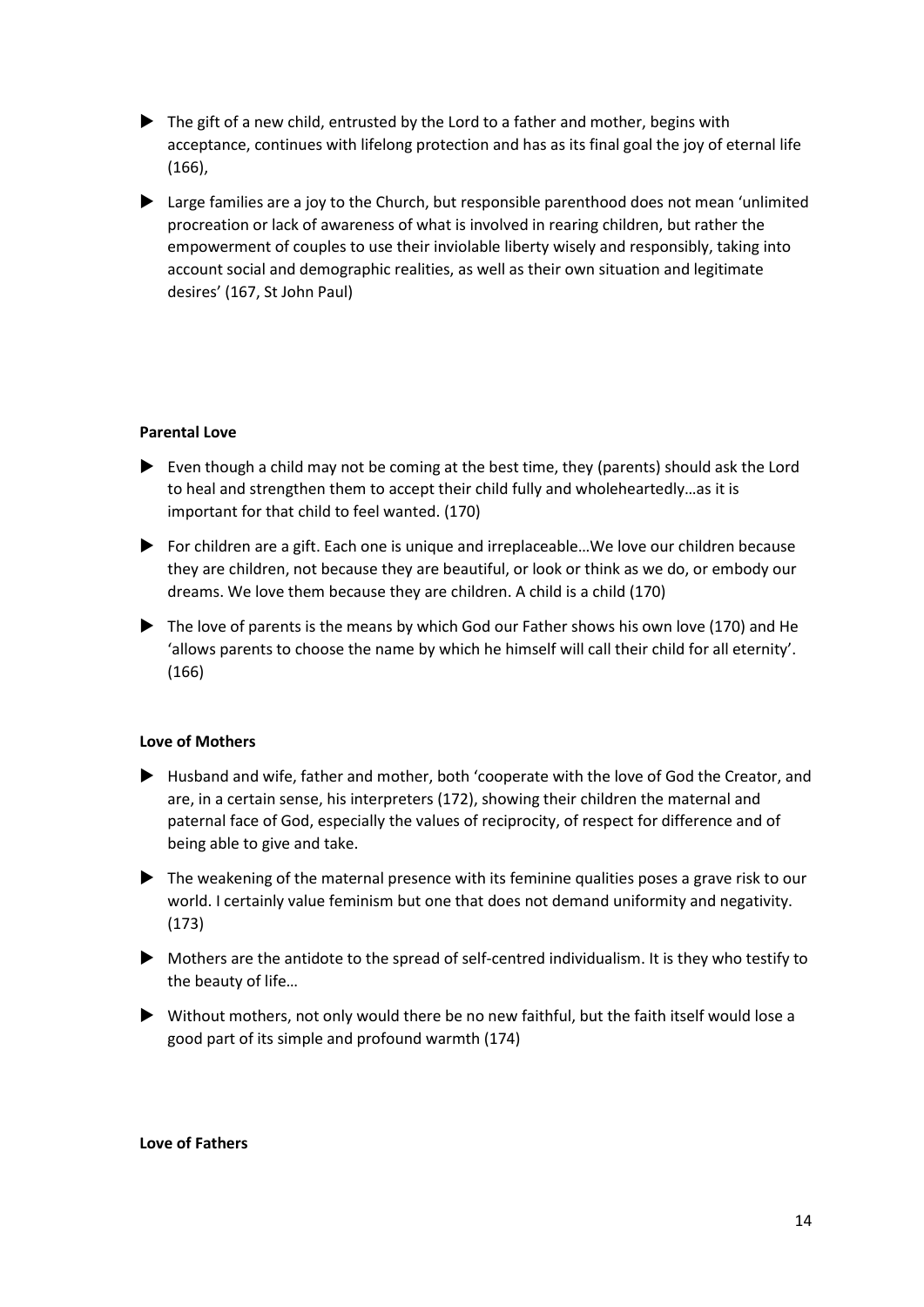- The gift of a new child, entrusted by the Lord to a father and mother, begins with acceptance, continues with lifelong protection and has as its final goal the joy of eternal life (166),
- Large families are a joy to the Church, but responsible parenthood does not mean 'unlimited procreation or lack of awareness of what is involved in rearing children, but rather the empowerment of couples to use their inviolable liberty wisely and responsibly, taking into account social and demographic realities, as well as their own situation and legitimate desires' (167, St John Paul)

**Parental Love**

- Even though a child may not be coming at the best time, they (parents) should ask the Lord to heal and strengthen them to accept their child fully and wholeheartedly…as it is important for that child to feel wanted. (170)
- For children are a gift. Each one is unique and irreplaceable…We love our children because they are children, not because they are beautiful, or look or think as we do, or embody our dreams. We love them because they are children. A child is a child (170)
- The love of parents is the means by which God our Father shows his own love (170) and He 'allows parents to choose the name by which he himself will call their child for all eternity'. (166)

**Love of Mothers**

- Husband and wife, father and mother, both 'cooperate with the love of God the Creator, and are, in a certain sense, his interpreters (172), showing their children the maternal and paternal face of God, especially the values of reciprocity, of respect for difference and of being able to give and take.
- The weakening of the maternal presence with its feminine qualities poses a grave risk to our world. I certainly value feminism but one that does not demand uniformity and negativity. (173)
- Mothers are the antidote to the spread of self-centred individualism. It is they who testify to the beauty of life…
- Without mothers, not only would there be no new faithful, but the faith itself would lose a good part of its simple and profound warmth (174)

**Love of Fathers**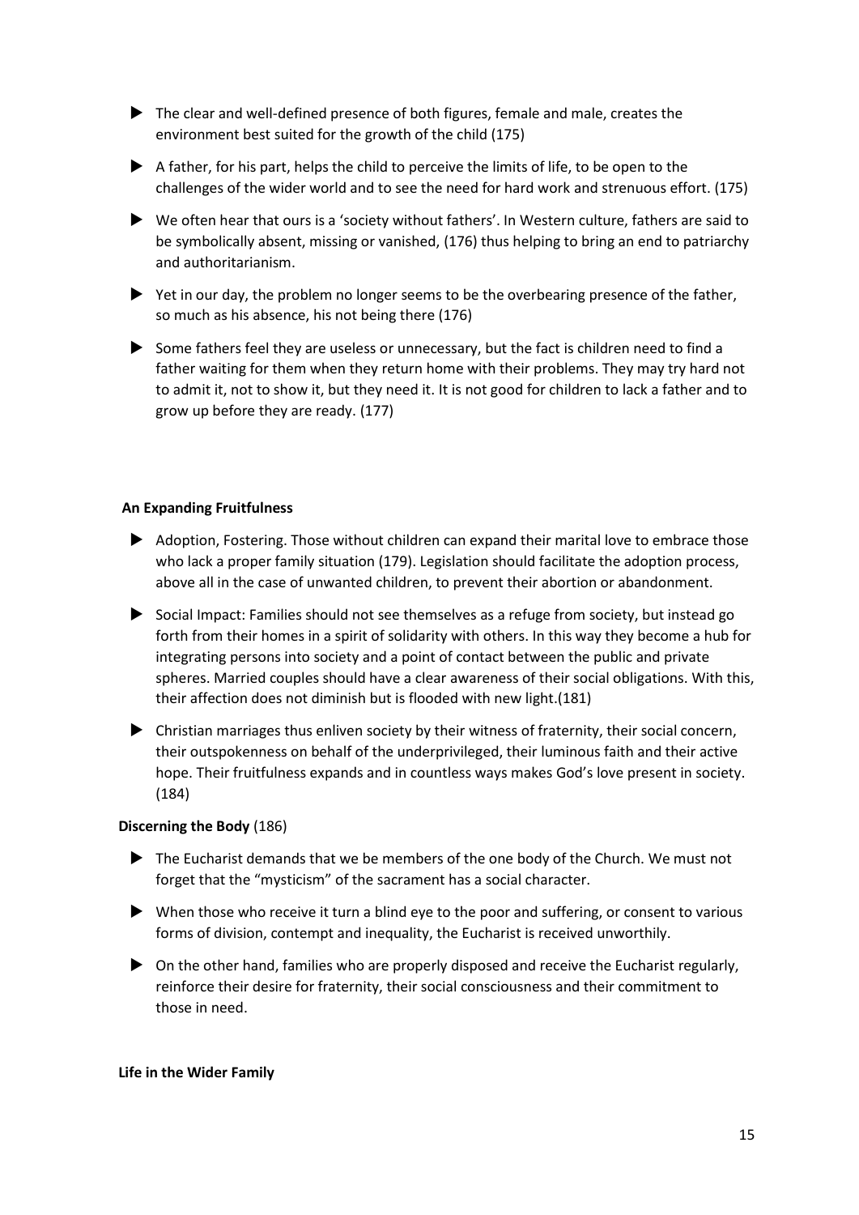- The clear and well-defined presence of both figures, female and male, creates the environment best suited for the growth of the child (175)
- A father, for his part, helps the child to perceive the limits of life, to be open to the challenges of the wider world and to see the need for hard work and strenuous effort. (175)
- We often hear that ours is a 'society without fathers'. In Western culture, fathers are said to be symbolically absent, missing or vanished, (176) thus helping to bring an end to patriarchy and authoritarianism.
- Yet in our day, the problem no longer seems to be the overbearing presence of the father, so much as his absence, his not being there (176)
- Some fathers feel they are useless or unnecessary, but the fact is children need to find a father waiting for them when they return home with their problems. They may try hard not to admit it, not to show it, but they need it. It is not good for children to lack a father and to grow up before they are ready. (177)

**An Expanding Fruitfulness**

- Adoption, Fostering. Those without children can expand their marital love to embrace those who lack a proper family situation (179). Legislation should facilitate the adoption process, above all in the case of unwanted children, to prevent their abortion or abandonment.
- Social Impact: Families should not see themselves as a refuge from society, but instead go forth from their homes in a spirit of solidarity with others. In this way they become a hub for integrating persons into society and a point of contact between the public and private spheres. Married couples should have a clear awareness of their social obligations. With this, their affection does not diminish but is flooded with new light.(181)
- Christian marriages thus enliven society by their witness of fraternity, their social concern, their outspokenness on behalf of the underprivileged, their luminous faith and their active hope. Their fruitfulness expands and in countless ways makes God's love present in society. (184)

**Discerning the Body** (186)

- The Eucharist demands that we be members of the one body of the Church. We must not forget that the "mysticism" of the sacrament has a social character.
- When those who receive it turn a blind eye to the poor and suffering, or consent to various forms of division, contempt and inequality, the Eucharist is received unworthily.
- On the other hand, families who are properly disposed and receive the Eucharist regularly, reinforce their desire for fraternity, their social consciousness and their commitment to those in need.

**Life in the Wider Family**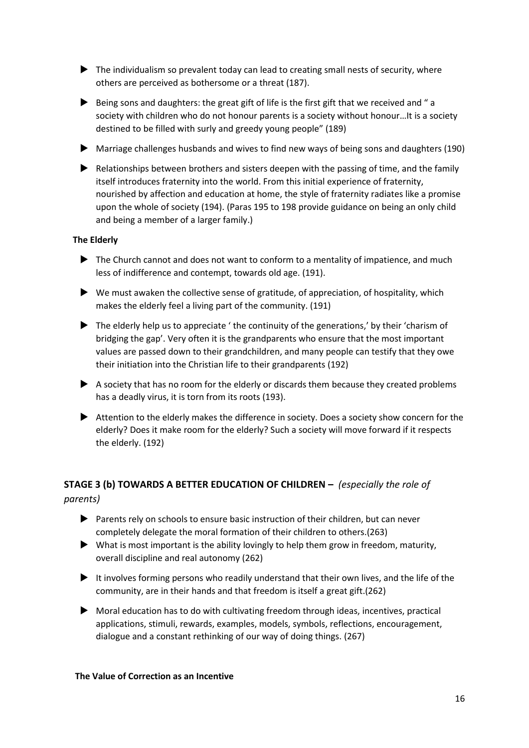- The individualism so prevalent today can lead to creating small nests of security, where others are perceived as bothersome or a threat (187).
- Being sons and daughters: the great gift of life is the first gift that we received and " a society with children who do not honour parents is a society without honour…It is a society destined to be filled with surly and greedy young people" (189)
- Marriage challenges husbands and wives to find new ways of being sons and daughters (190)
- Relationships between brothers and sisters deepen with the passing of time, and the family itself introduces fraternity into the world. From this initial experience of fraternity, nourished by affection and education at home, the style of fraternity radiates like a promise upon the whole of society (194). (Paras 195 to 198 provide guidance on being an only child and being a member of a larger family.)

**The Elderly**

- The Church cannot and does not want to conform to a mentality of impatience, and much less of indifference and contempt, towards old age. (191).
- We must awaken the collective sense of gratitude, of appreciation, of hospitality, which makes the elderly feel a living part of the community. (191)
- The elderly help us to appreciate ' the continuity of the generations,' by their 'charism of bridging the gap'. Very often it is the grandparents who ensure that the most important values are passed down to their grandchildren, and many people can testify that they owe their initiation into the Christian life to their grandparents (192)
- A society that has no room for the elderly or discards them because they created problems has a deadly virus, it is torn from its roots (193).
- Attention to the elderly makes the difference in society. Does a society show concern for the elderly? Does it make room for the elderly? Such a society will move forward if it respects the elderly. (192)

## STAGE 3 (b) TOWARDS A BETTER EDUCATION OF CHILDREN – *(especially the role of parents)*

- Parents rely on schools to ensure basic instruction of their children, but can never completely delegate the moral formation of their children to others.(263)
- What is most important is the ability lovingly to help them grow in freedom, maturity, overall discipline and real autonomy (262)
- It involves forming persons who readily understand that their own lives, and the life of the community, are in their hands and that freedom is itself a great gift.(262)
- Moral education has to do with cultivating freedom through ideas, incentives, practical applications, stimuli, rewards, examples, models, symbols, reflections, encouragement, dialogue and a constant rethinking of our way of doing things. (267)

**The Value of Correction as an Incentive**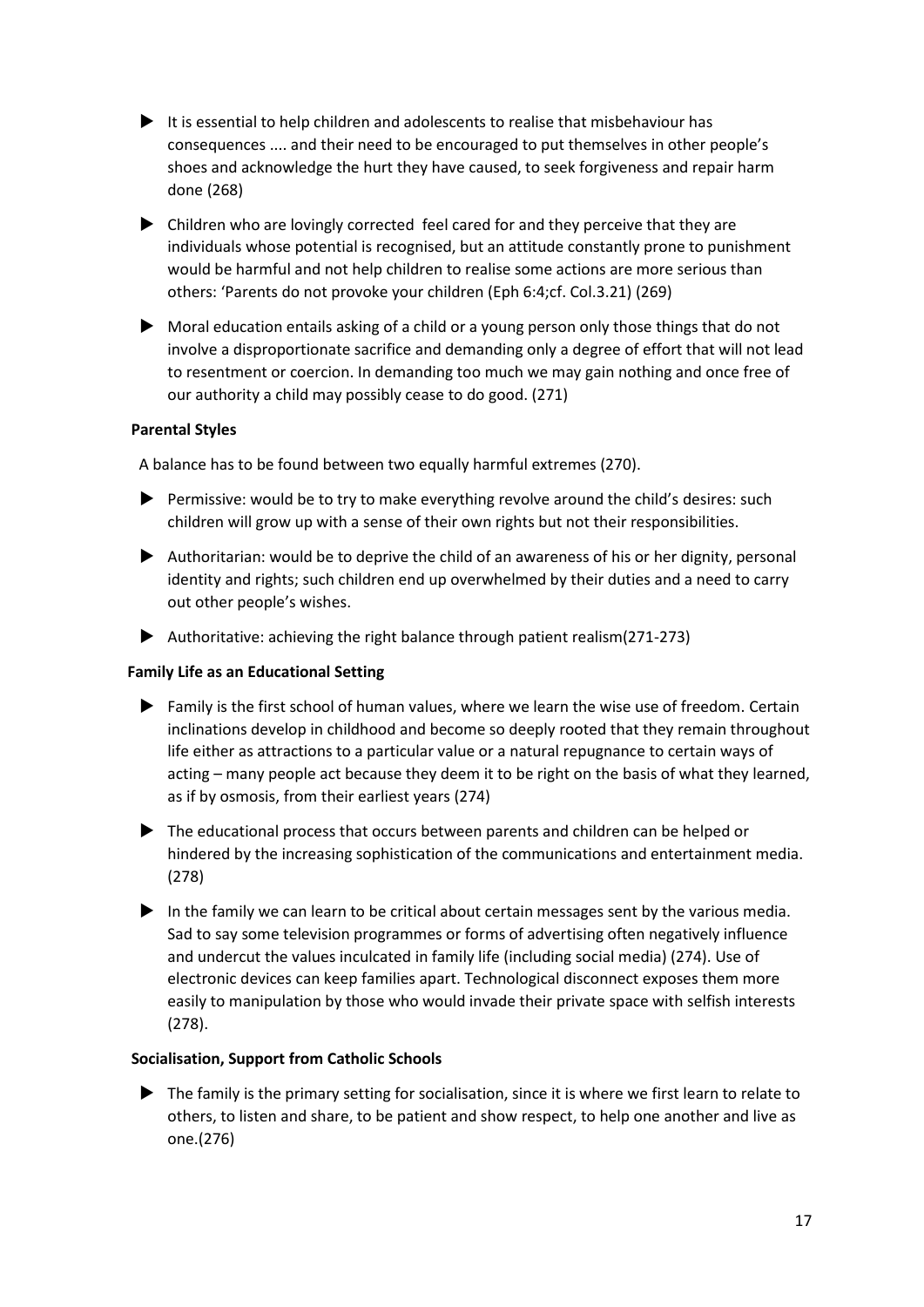- It is essential to help children and adolescents to realise that misbehaviour has consequences .... and their need to be encouraged to put themselves in other people's shoes and acknowledge the hurt they have caused, to seek forgiveness and repair harm done (268)
- Children who are lovingly corrected feel cared for and they perceive that they are individuals whose potential is recognised, but an attitude constantly prone to punishment would be harmful and not help children to realise some actions are more serious than others: 'Parents do not provoke your children (Eph 6:4;cf. Col.3.21) (269)
- Moral education entails asking of a child or a young person only those things that do not involve a disproportionate sacrifice and demanding only a degree of effort that will not lead to resentment or coercion. In demanding too much we may gain nothing and once free of our authority a child may possibly cease to do good. (271)

**Parental Styles**

A balance has to be found between two equally harmful extremes (270).

- Permissive: would be to try to make everything revolve around the child's desires: such children will grow up with a sense of their own rights but not their responsibilities.
- Authoritarian: would be to deprive the child of an awareness of his or her dignity, personal identity and rights; such children end up overwhelmed by their duties and a need to carry out other people's wishes.
- Authoritative: achieving the right balance through patient realism(271-273)

**Family Life as an Educational Setting**

- Family is the first school of human values, where we learn the wise use of freedom. Certain inclinations develop in childhood and become so deeply rooted that they remain throughout life either as attractions to a particular value or a natural repugnance to certain ways of acting – many people act because they deem it to be right on the basis of what they learned, as if by osmosis, from their earliest years (274)
- The educational process that occurs between parents and children can be helped or hindered by the increasing sophistication of the communications and entertainment media. (278)
- In the family we can learn to be critical about certain messages sent by the various media. Sad to say some television programmes or forms of advertising often negatively influence and undercut the values inculcated in family life (including social media) (274). Use of electronic devices can keep families apart. Technological disconnect exposes them more easily to manipulation by those who would invade their private space with selfish interests (278).

**Socialisation, Support from Catholic Schools**

- The family is the primary setting for socialisation, since it is where we first learn to relate to others, to listen and share, to be patient and show respect, to help one another and live as one.(276)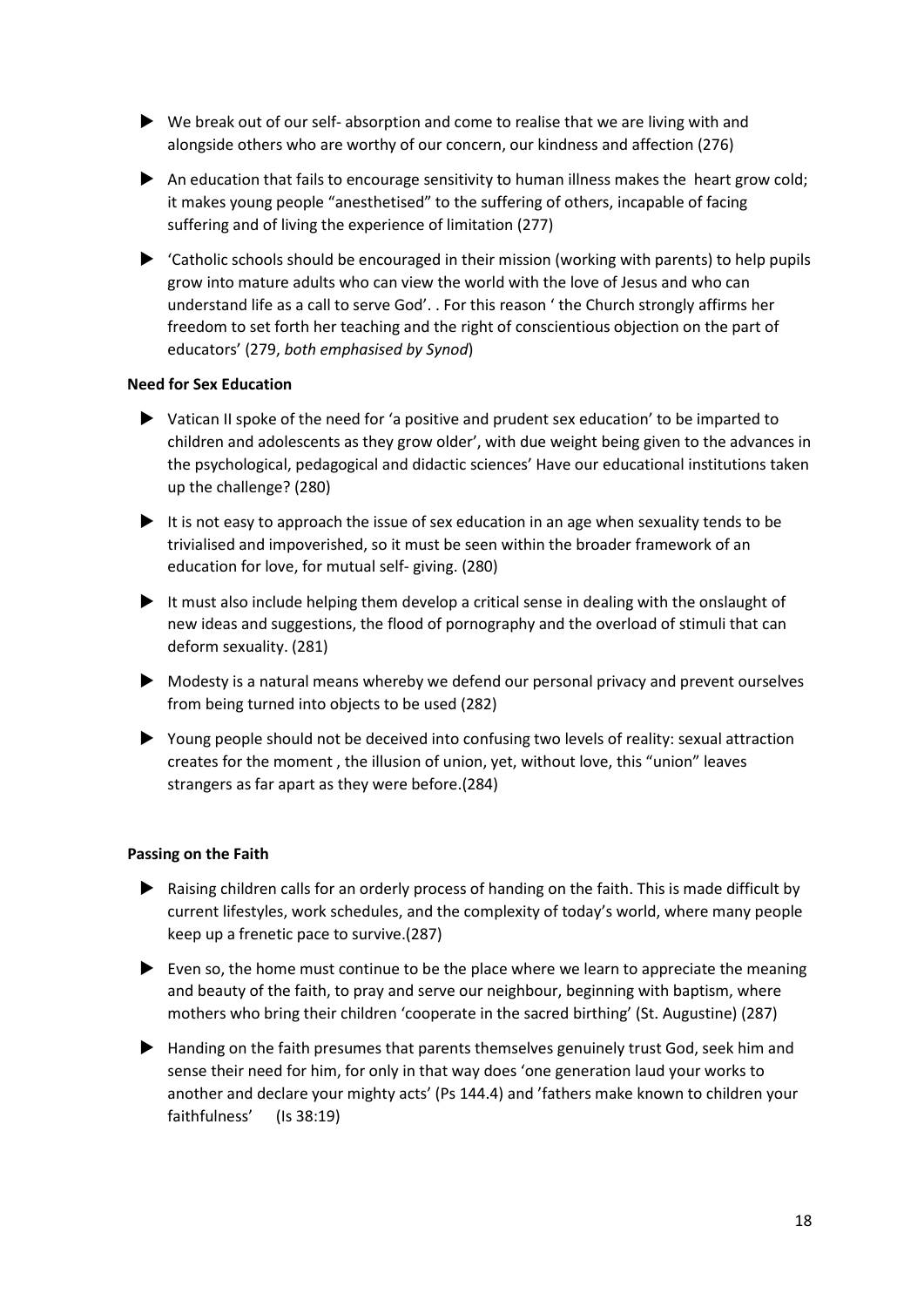- We break out of our self- absorption and come to realise that we are living with and alongside others who are worthy of our concern, our kindness and affection (276)
- An education that fails to encourage sensitivity to human illness makes the heart grow cold; it makes young people "anesthetised" to the suffering of others, incapable of facing suffering and of living the experience of limitation (277)
- 'Catholic schools should be encouraged in their mission (working with parents) to help pupils grow into mature adults who can view the world with the love of Jesus and who can understand life as a call to serve God'. . For this reason ' the Church strongly affirms her freedom to set forth her teaching and the right of conscientious objection on the part of educators' (279, *both emphasised by Synod*)

**Need for Sex Education**

- Vatican II spoke of the need for 'a positive and prudent sex education' to be imparted to children and adolescents as they grow older', with due weight being given to the advances in the psychological, pedagogical and didactic sciences' Have our educational institutions taken up the challenge? (280)
- It is not easy to approach the issue of sex education in an age when sexuality tends to be trivialised and impoverished, so it must be seen within the broader framework of an education for love, for mutual self- giving. (280)
- It must also include helping them develop a critical sense in dealing with the onslaught of new ideas and suggestions, the flood of pornography and the overload of stimuli that can deform sexuality. (281)
- Modesty is a natural means whereby we defend our personal privacy and prevent ourselves from being turned into objects to be used (282)
- Young people should not be deceived into confusing two levels of reality: sexual attraction creates for the moment , the illusion of union, yet, without love, this "union" leaves strangers as far apart as they were before.(284)

**Passing on the Faith**

- Raising children calls for an orderly process of handing on the faith. This is made difficult by current lifestyles, work schedules, and the complexity of today's world, where many people keep up a frenetic pace to survive.(287)
- Even so, the home must continue to be the place where we learn to appreciate the meaning and beauty of the faith, to pray and serve our neighbour, beginning with baptism, where mothers who bring their children 'cooperate in the sacred birthing' (St. Augustine) (287)
- Handing on the faith presumes that parents themselves genuinely trust God, seek him and sense their need for him, for only in that way does 'one generation laud your works to another and declare your mighty acts' (Ps 144.4) and 'fathers make known to children your faithfulness' (Is 38:19)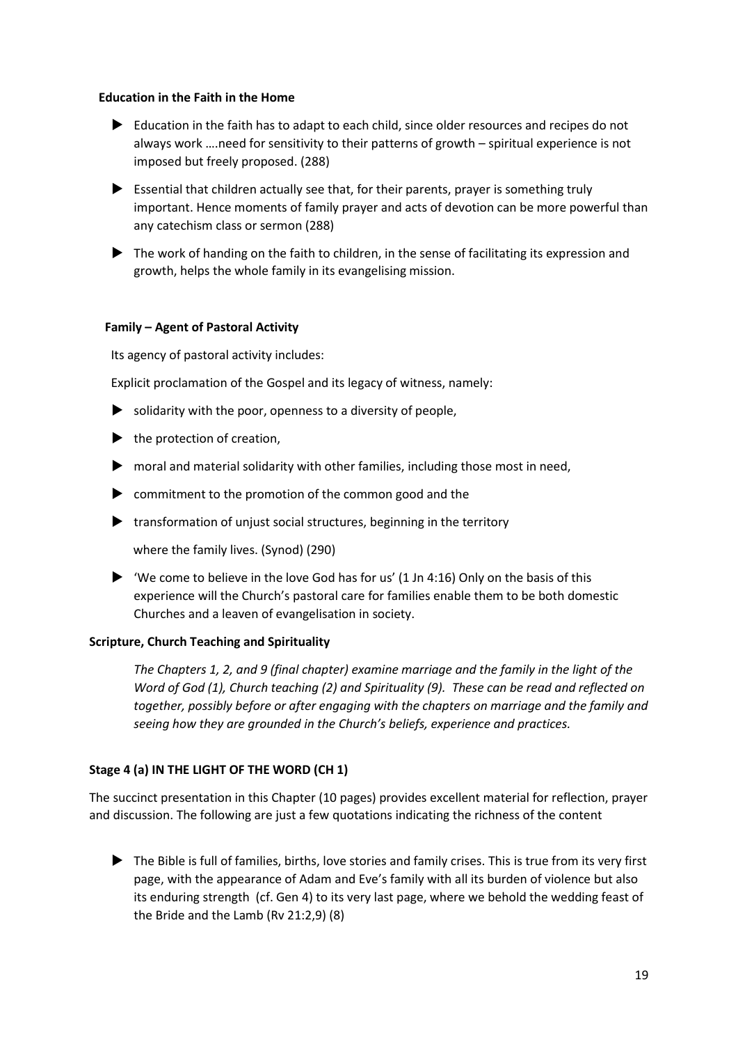**Education in the Faith in the Home**

- Education in the faith has to adapt to each child, since older resources and recipes do not always work ….need for sensitivity to their patterns of growth – spiritual experience is not imposed but freely proposed. (288)
- Essential that children actually see that, for their parents, prayer is something truly important. Hence moments of family prayer and acts of devotion can be more powerful than any catechism class or sermon (288)
- The work of handing on the faith to children, in the sense of facilitating its expression and growth, helps the whole family in its evangelising mission.

**Family – Agent of Pastoral Activity**

Its agency of pastoral activity includes:

Explicit proclamation of the Gospel and its legacy of witness, namely:

- solidarity with the poor, openness to a diversity of people,
- the protection of creation,
- moral and material solidarity with other families, including those most in need,
- commitment to the promotion of the common good and the
- transformation of unjust social structures, beginning in the territory

  where the family lives. (Synod) (290)
- 'We come to believe in the love God has for us' (1 Jn 4:16) Only on the basis of this experience will the Church's pastoral care for families enable them to be both domestic Churches and a leaven of evangelisation in society.

**Scripture, Church Teaching and Spirituality**

*The Chapters 1, 2, and 9 (final chapter) examine marriage and the family in the light of the Word of God (1), Church teaching (2) and Spirituality (9). These can be read and reflected on together, possibly before or after engaging with the chapters on marriage and the family and seeing how they are grounded in the Church's beliefs, experience and practices.*

**Stage 4 (a) IN THE LIGHT OF THE WORD (CH 1)**

The succinct presentation in this Chapter (10 pages) provides excellent material for reflection, prayer and discussion. The following are just a few quotations indicating the richness of the content

- The Bible is full of families, births, love stories and family crises. This is true from its very first page, with the appearance of Adam and Eve's family with all its burden of violence but also its enduring strength (cf. Gen 4) to its very last page, where we behold the wedding feast of the Bride and the Lamb (Rv 21:2,9) (8)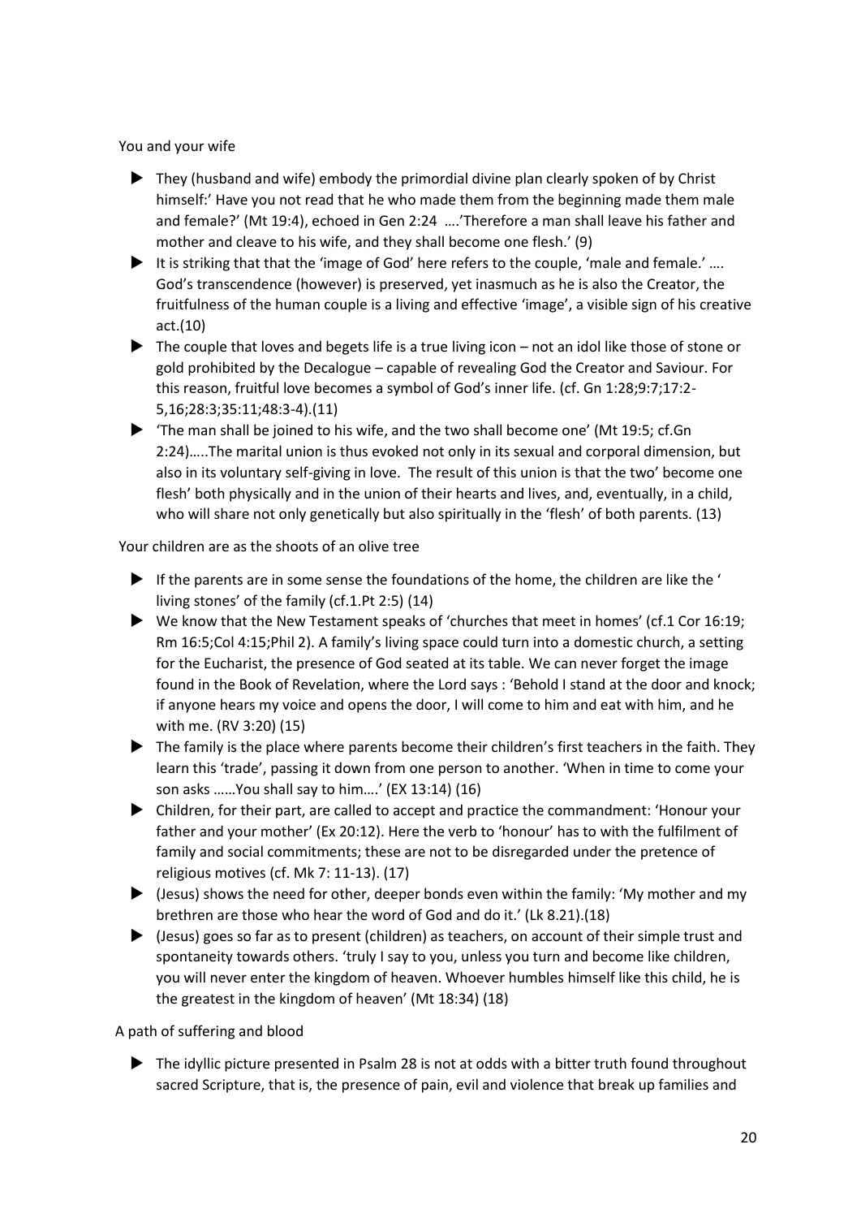You and your wife

- They (husband and wife) embody the primordial divine plan clearly spoken of by Christ himself:' Have you not read that he who made them from the beginning made them male and female?' (Mt 19:4), echoed in Gen 2:24 ….'Therefore a man shall leave his father and mother and cleave to his wife, and they shall become one flesh.' (9)
- It is striking that that the 'image of God' here refers to the couple, 'male and female.' …. God's transcendence (however) is preserved, yet inasmuch as he is also the Creator, the fruitfulness of the human couple is a living and effective 'image', a visible sign of his creative act.(10)
- The couple that loves and begets life is a true living icon – not an idol like those of stone or gold prohibited by the Decalogue – capable of revealing God the Creator and Saviour. For this reason, fruitful love becomes a symbol of God's inner life. (cf. Gn 1:28;9:7;17:2-5,16;28:3;35:11;48:3-4).(11)
- 'The man shall be joined to his wife, and the two shall become one' (Mt 19:5; cf.Gn 2:24)…..The marital union is thus evoked not only in its sexual and corporal dimension, but also in its voluntary self-giving in love. The result of this union is that the two' become one flesh' both physically and in the union of their hearts and lives, and, eventually, in a child, who will share not only genetically but also spiritually in the 'flesh' of both parents. (13)

Your children are as the shoots of an olive tree

- If the parents are in some sense the foundations of the home, the children are like the ' living stones' of the family (cf.1.Pt 2:5) (14)
- We know that the New Testament speaks of 'churches that meet in homes' (cf.1 Cor 16:19; Rm 16:5;Col 4:15;Phil 2). A family's living space could turn into a domestic church, a setting for the Eucharist, the presence of God seated at its table. We can never forget the image found in the Book of Revelation, where the Lord says : 'Behold I stand at the door and knock; if anyone hears my voice and opens the door, I will come to him and eat with him, and he with me. (RV 3:20) (15)
- The family is the place where parents become their children's first teachers in the faith. They learn this 'trade', passing it down from one person to another. 'When in time to come your son asks ……You shall say to him….' (EX 13:14) (16)
- Children, for their part, are called to accept and practice the commandment: 'Honour your father and your mother' (Ex 20:12). Here the verb to 'honour' has to with the fulfilment of family and social commitments; these are not to be disregarded under the pretence of religious motives (cf. Mk 7: 11-13). (17)
- (Jesus) shows the need for other, deeper bonds even within the family: 'My mother and my brethren are those who hear the word of God and do it.' (Lk 8.21).(18)
- (Jesus) goes so far as to present (children) as teachers, on account of their simple trust and spontaneity towards others. 'truly I say to you, unless you turn and become like children, you will never enter the kingdom of heaven. Whoever humbles himself like this child, he is the greatest in the kingdom of heaven' (Mt 18:34) (18)

A path of suffering and blood

- The idyllic picture presented in Psalm 28 is not at odds with a bitter truth found throughout sacred Scripture, that is, the presence of pain, evil and violence that break up families and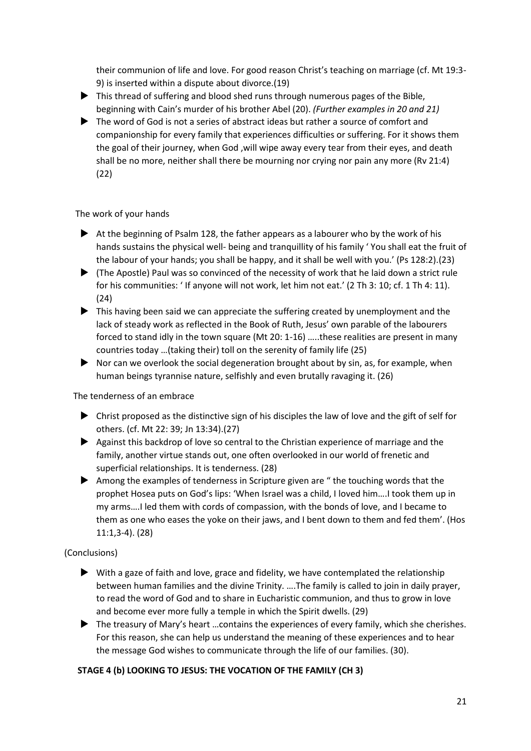their communion of life and love. For good reason Christ's teaching on marriage (cf. Mt 19:3-9) is inserted within a dispute about divorce.(19)

- This thread of suffering and blood shed runs through numerous pages of the Bible, beginning with Cain's murder of his brother Abel (20). *(Further examples in 20 and 21)*
- The word of God is not a series of abstract ideas but rather a source of comfort and companionship for every family that experiences difficulties or suffering. For it shows them the goal of their journey, when God ,will wipe away every tear from their eyes, and death shall be no more, neither shall there be mourning nor crying nor pain any more (Rv 21:4) (22)

The work of your hands

- At the beginning of Psalm 128, the father appears as a labourer who by the work of his hands sustains the physical well- being and tranquillity of his family ' You shall eat the fruit of the labour of your hands; you shall be happy, and it shall be well with you.' (Ps 128:2).(23)
- (The Apostle) Paul was so convinced of the necessity of work that he laid down a strict rule for his communities: ' If anyone will not work, let him not eat.' (2 Th 3: 10; cf. 1 Th 4: 11). (24)
- This having been said we can appreciate the suffering created by unemployment and the lack of steady work as reflected in the Book of Ruth, Jesus' own parable of the labourers forced to stand idly in the town square (Mt 20: 1-16) …..these realities are present in many countries today …(taking their) toll on the serenity of family life (25)
- Nor can we overlook the social degeneration brought about by sin, as, for example, when human beings tyrannise nature, selfishly and even brutally ravaging it. (26)

The tenderness of an embrace

- Christ proposed as the distinctive sign of his disciples the law of love and the gift of self for others. (cf. Mt 22: 39; Jn 13:34).(27)
- Against this backdrop of love so central to the Christian experience of marriage and the family, another virtue stands out, one often overlooked in our world of frenetic and superficial relationships. It is tenderness. (28)
- Among the examples of tenderness in Scripture given are " the touching words that the prophet Hosea puts on God's lips: 'When Israel was a child, I loved him….I took them up in my arms….I led them with cords of compassion, with the bonds of love, and I became to them as one who eases the yoke on their jaws, and I bent down to them and fed them'. (Hos 11:1,3-4). (28)

(Conclusions)

- With a gaze of faith and love, grace and fidelity, we have contemplated the relationship between human families and the divine Trinity. ….The family is called to join in daily prayer, to read the word of God and to share in Eucharistic communion, and thus to grow in love and become ever more fully a temple in which the Spirit dwells. (29)
- The treasury of Mary's heart …contains the experiences of every family, which she cherishes. For this reason, she can help us understand the meaning of these experiences and to hear the message God wishes to communicate through the life of our families. (30).

**STAGE 4 (b) LOOKING TO JESUS: THE VOCATION OF THE FAMILY (CH 3)**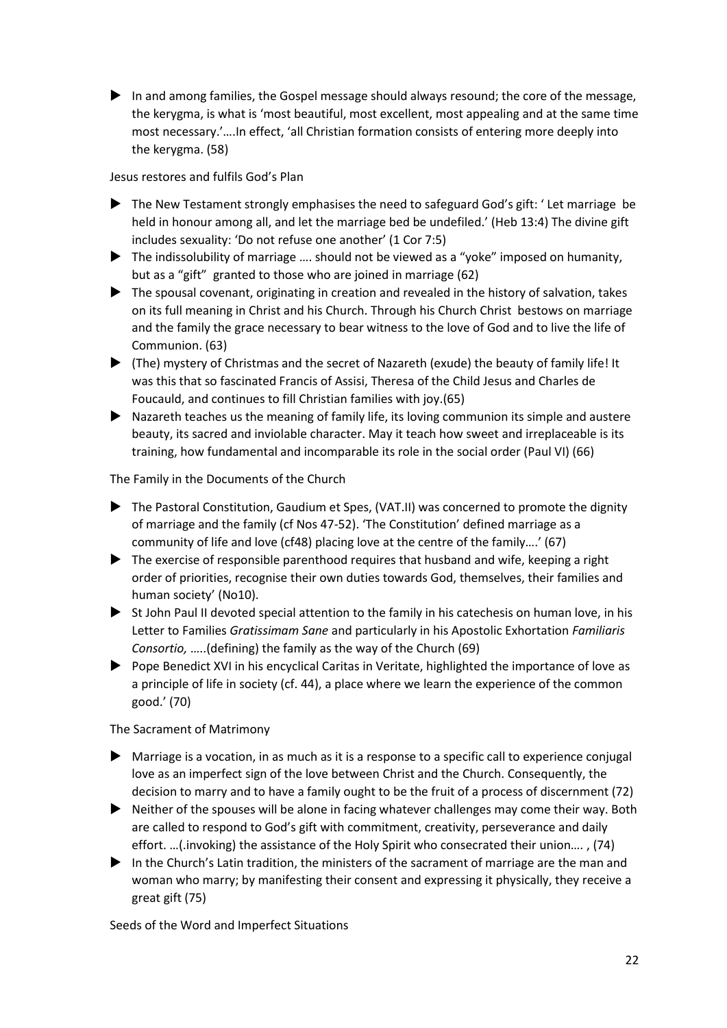- In and among families, the Gospel message should always resound; the core of the message, the kerygma, is what is 'most beautiful, most excellent, most appealing and at the same time most necessary.'….In effect, 'all Christian formation consists of entering more deeply into the kerygma. (58)

Jesus restores and fulfils God's Plan

- The New Testament strongly emphasises the need to safeguard God's gift: ' Let marriage be held in honour among all, and let the marriage bed be undefiled.' (Heb 13:4) The divine gift includes sexuality: 'Do not refuse one another' (1 Cor 7:5)
- The indissolubility of marriage …. should not be viewed as a "yoke" imposed on humanity, but as a "gift" granted to those who are joined in marriage (62)
- The spousal covenant, originating in creation and revealed in the history of salvation, takes on its full meaning in Christ and his Church. Through his Church Christ bestows on marriage and the family the grace necessary to bear witness to the love of God and to live the life of Communion. (63)
- (The) mystery of Christmas and the secret of Nazareth (exude) the beauty of family life! It was this that so fascinated Francis of Assisi, Theresa of the Child Jesus and Charles de Foucauld, and continues to fill Christian families with joy.(65)
- Nazareth teaches us the meaning of family life, its loving communion its simple and austere beauty, its sacred and inviolable character. May it teach how sweet and irreplaceable is its training, how fundamental and incomparable its role in the social order (Paul VI) (66)

The Family in the Documents of the Church

- The Pastoral Constitution, Gaudium et Spes, (VAT.II) was concerned to promote the dignity of marriage and the family (cf Nos 47-52). 'The Constitution' defined marriage as a community of life and love (cf48) placing love at the centre of the family….' (67)
- The exercise of responsible parenthood requires that husband and wife, keeping a right order of priorities, recognise their own duties towards God, themselves, their families and human society' (No10).
- St John Paul II devoted special attention to the family in his catechesis on human love, in his Letter to Families *Gratissimam Sane* and particularly in his Apostolic Exhortation *Familiaris Consortio,* …..(defining) the family as the way of the Church (69)
- Pope Benedict XVI in his encyclical Caritas in Veritate, highlighted the importance of love as a principle of life in society (cf. 44), a place where we learn the experience of the common good.' (70)

The Sacrament of Matrimony

- Marriage is a vocation, in as much as it is a response to a specific call to experience conjugal love as an imperfect sign of the love between Christ and the Church. Consequently, the decision to marry and to have a family ought to be the fruit of a process of discernment (72)
- Neither of the spouses will be alone in facing whatever challenges may come their way. Both are called to respond to God's gift with commitment, creativity, perseverance and daily effort. …(.invoking) the assistance of the Holy Spirit who consecrated their union…. , (74)
- In the Church's Latin tradition, the ministers of the sacrament of marriage are the man and woman who marry; by manifesting their consent and expressing it physically, they receive a great gift (75)

Seeds of the Word and Imperfect Situations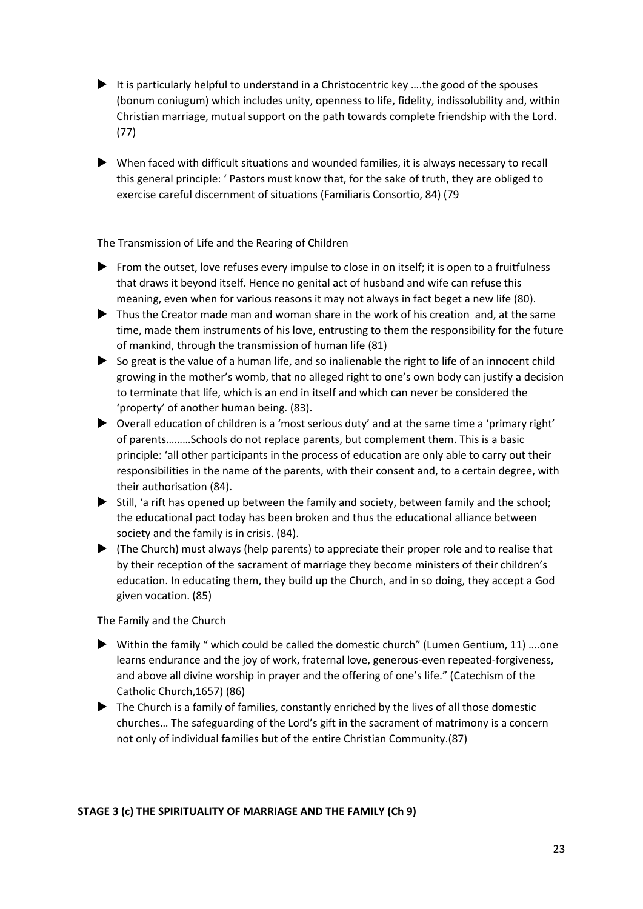- It is particularly helpful to understand in a Christocentric key ….the good of the spouses (bonum coniugum) which includes unity, openness to life, fidelity, indissolubility and, within Christian marriage, mutual support on the path towards complete friendship with the Lord. (77)

- When faced with difficult situations and wounded families, it is always necessary to recall this general principle: ' Pastors must know that, for the sake of truth, they are obliged to exercise careful discernment of situations (Familiaris Consortio, 84) (79

The Transmission of Life and the Rearing of Children

- From the outset, love refuses every impulse to close in on itself; it is open to a fruitfulness that draws it beyond itself. Hence no genital act of husband and wife can refuse this meaning, even when for various reasons it may not always in fact beget a new life (80).
- Thus the Creator made man and woman share in the work of his creation and, at the same time, made them instruments of his love, entrusting to them the responsibility for the future of mankind, through the transmission of human life (81)
- So great is the value of a human life, and so inalienable the right to life of an innocent child growing in the mother's womb, that no alleged right to one's own body can justify a decision to terminate that life, which is an end in itself and which can never be considered the 'property' of another human being. (83).
- Overall education of children is a 'most serious duty' and at the same time a 'primary right' of parents………Schools do not replace parents, but complement them. This is a basic principle: 'all other participants in the process of education are only able to carry out their responsibilities in the name of the parents, with their consent and, to a certain degree, with their authorisation (84).
- Still, 'a rift has opened up between the family and society, between family and the school; the educational pact today has been broken and thus the educational alliance between society and the family is in crisis. (84).
- (The Church) must always (help parents) to appreciate their proper role and to realise that by their reception of the sacrament of marriage they become ministers of their children's education. In educating them, they build up the Church, and in so doing, they accept a God given vocation. (85)

The Family and the Church

- Within the family " which could be called the domestic church" (Lumen Gentium, 11) ….one learns endurance and the joy of work, fraternal love, generous-even repeated-forgiveness, and above all divine worship in prayer and the offering of one's life." (Catechism of the Catholic Church,1657) (86)
- The Church is a family of families, constantly enriched by the lives of all those domestic churches… The safeguarding of the Lord's gift in the sacrament of matrimony is a concern not only of individual families but of the entire Christian Community.(87)

**STAGE 3 (c) THE SPIRITUALITY OF MARRIAGE AND THE FAMILY (Ch 9)**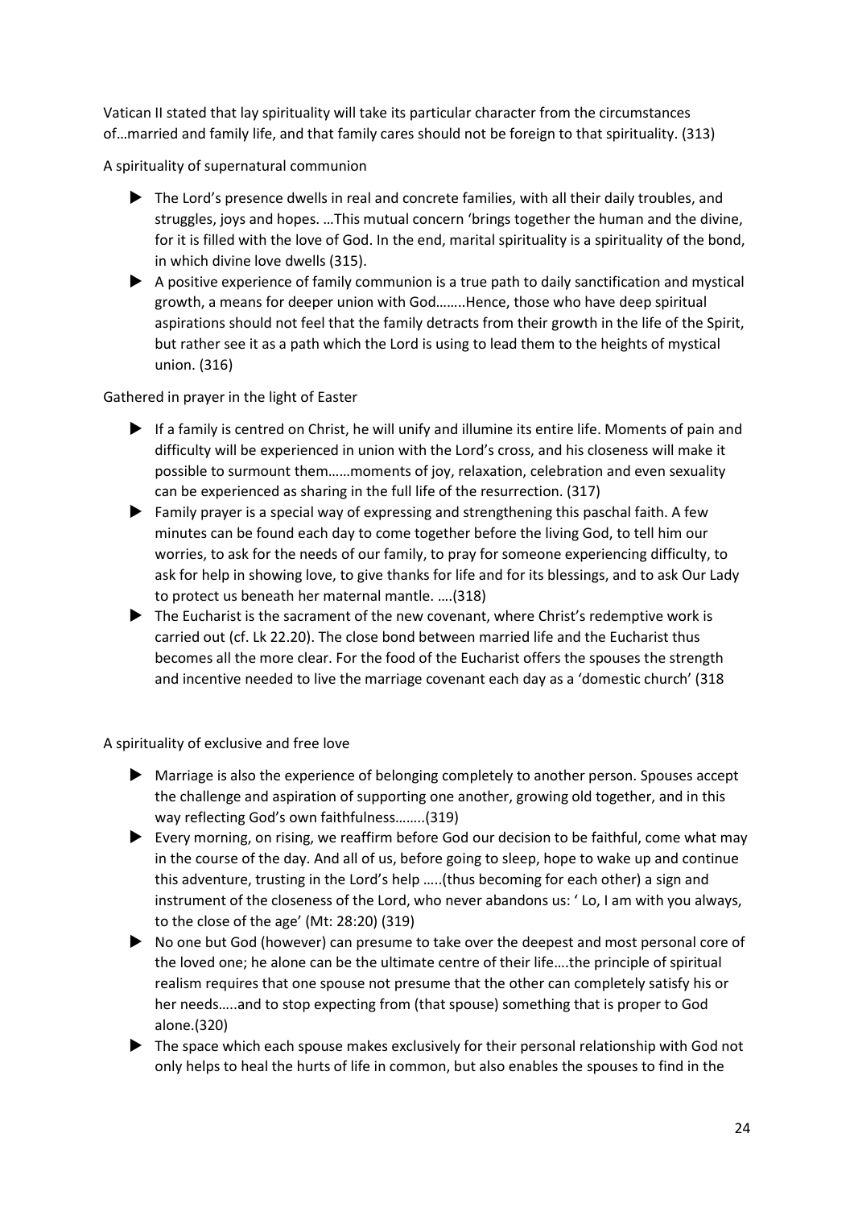Vatican II stated that lay spirituality will take its particular character from the circumstances of…married and family life, and that family cares should not be foreign to that spirituality. (313)

A spirituality of supernatural communion

- The Lord's presence dwells in real and concrete families, with all their daily troubles, and struggles, joys and hopes. …This mutual concern 'brings together the human and the divine, for it is filled with the love of God. In the end, marital spirituality is a spirituality of the bond, in which divine love dwells (315).
- A positive experience of family communion is a true path to daily sanctification and mystical growth, a means for deeper union with God……..Hence, those who have deep spiritual aspirations should not feel that the family detracts from their growth in the life of the Spirit, but rather see it as a path which the Lord is using to lead them to the heights of mystical union. (316)

Gathered in prayer in the light of Easter

- If a family is centred on Christ, he will unify and illumine its entire life. Moments of pain and difficulty will be experienced in union with the Lord's cross, and his closeness will make it possible to surmount them……moments of joy, relaxation, celebration and even sexuality can be experienced as sharing in the full life of the resurrection. (317)
- Family prayer is a special way of expressing and strengthening this paschal faith. A few minutes can be found each day to come together before the living God, to tell him our worries, to ask for the needs of our family, to pray for someone experiencing difficulty, to ask for help in showing love, to give thanks for life and for its blessings, and to ask Our Lady to protect us beneath her maternal mantle. ….(318)
- The Eucharist is the sacrament of the new covenant, where Christ's redemptive work is carried out (cf. Lk 22.20). The close bond between married life and the Eucharist thus becomes all the more clear. For the food of the Eucharist offers the spouses the strength and incentive needed to live the marriage covenant each day as a 'domestic church' (318

A spirituality of exclusive and free love

- Marriage is also the experience of belonging completely to another person. Spouses accept the challenge and aspiration of supporting one another, growing old together, and in this way reflecting God's own faithfulness……..(319)
- Every morning, on rising, we reaffirm before God our decision to be faithful, come what may in the course of the day. And all of us, before going to sleep, hope to wake up and continue this adventure, trusting in the Lord's help …..(thus becoming for each other) a sign and instrument of the closeness of the Lord, who never abandons us: ' Lo, I am with you always, to the close of the age' (Mt: 28:20) (319)
- No one but God (however) can presume to take over the deepest and most personal core of the loved one; he alone can be the ultimate centre of their life….the principle of spiritual realism requires that one spouse not presume that the other can completely satisfy his or her needs…..and to stop expecting from (that spouse) something that is proper to God alone.(320)
- The space which each spouse makes exclusively for their personal relationship with God not only helps to heal the hurts of life in common, but also enables the spouses to find in the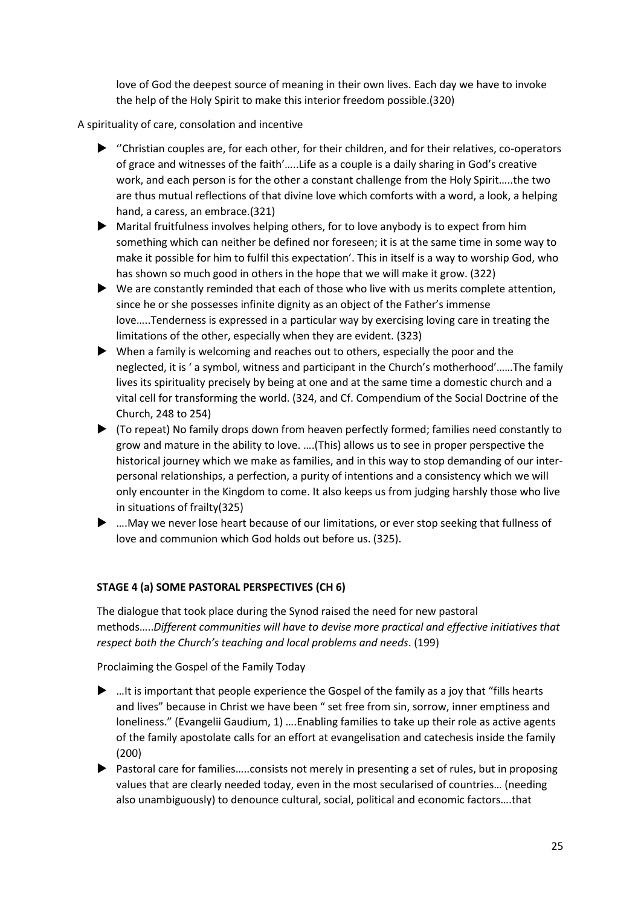love of God the deepest source of meaning in their own lives. Each day we have to invoke the help of the Holy Spirit to make this interior freedom possible.(320)

A spirituality of care, consolation and incentive

- ''Christian couples are, for each other, for their children, and for their relatives, co-operators of grace and witnesses of the faith'…..Life as a couple is a daily sharing in God's creative work, and each person is for the other a constant challenge from the Holy Spirit…..the two are thus mutual reflections of that divine love which comforts with a word, a look, a helping hand, a caress, an embrace.(321)
- Marital fruitfulness involves helping others, for to love anybody is to expect from him something which can neither be defined nor foreseen; it is at the same time in some way to make it possible for him to fulfil this expectation'. This in itself is a way to worship God, who has shown so much good in others in the hope that we will make it grow. (322)
- We are constantly reminded that each of those who live with us merits complete attention, since he or she possesses infinite dignity as an object of the Father's immense love…..Tenderness is expressed in a particular way by exercising loving care in treating the limitations of the other, especially when they are evident. (323)
- When a family is welcoming and reaches out to others, especially the poor and the neglected, it is ' a symbol, witness and participant in the Church's motherhood'……The family lives its spirituality precisely by being at one and at the same time a domestic church and a vital cell for transforming the world. (324, and Cf. Compendium of the Social Doctrine of the Church, 248 to 254)
- (To repeat) No family drops down from heaven perfectly formed; families need constantly to grow and mature in the ability to love. ….(This) allows us to see in proper perspective the historical journey which we make as families, and in this way to stop demanding of our inter-personal relationships, a perfection, a purity of intentions and a consistency which we will only encounter in the Kingdom to come. It also keeps us from judging harshly those who live in situations of frailty(325)
- ….May we never lose heart because of our limitations, or ever stop seeking that fullness of love and communion which God holds out before us. (325).

**STAGE 4 (a) SOME PASTORAL PERSPECTIVES (CH 6)**

The dialogue that took place during the Synod raised the need for new pastoral methods…..*Different communities will have to devise more practical and effective initiatives that respect both the Church's teaching and local problems and needs*. (199)

Proclaiming the Gospel of the Family Today

- …It is important that people experience the Gospel of the family as a joy that "fills hearts and lives" because in Christ we have been " set free from sin, sorrow, inner emptiness and loneliness." (Evangelii Gaudium, 1) ….Enabling families to take up their role as active agents of the family apostolate calls for an effort at evangelisation and catechesis inside the family (200)
- Pastoral care for families…..consists not merely in presenting a set of rules, but in proposing values that are clearly needed today, even in the most secularised of countries… (needing also unambiguously) to denounce cultural, social, political and economic factors….that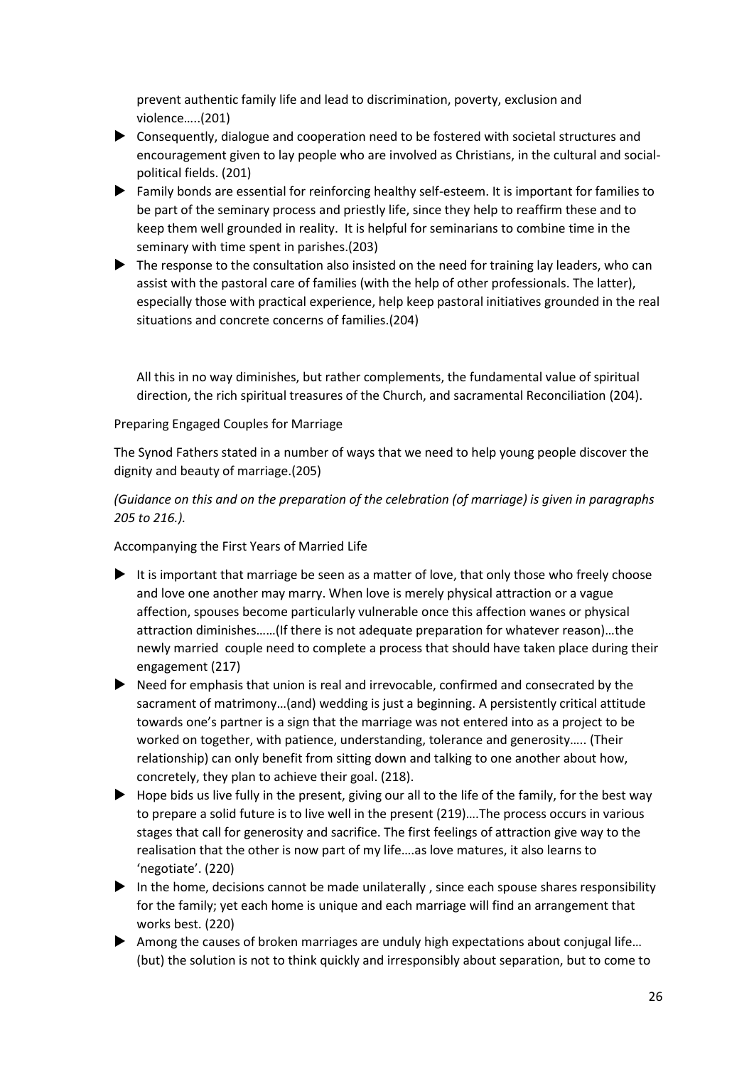prevent authentic family life and lead to discrimination, poverty, exclusion and violence…..(201)

- Consequently, dialogue and cooperation need to be fostered with societal structures and encouragement given to lay people who are involved as Christians, in the cultural and social-political fields. (201)
- Family bonds are essential for reinforcing healthy self-esteem. It is important for families to be part of the seminary process and priestly life, since they help to reaffirm these and to keep them well grounded in reality. It is helpful for seminarians to combine time in the seminary with time spent in parishes.(203)
- The response to the consultation also insisted on the need for training lay leaders, who can assist with the pastoral care of families (with the help of other professionals. The latter), especially those with practical experience, help keep pastoral initiatives grounded in the real situations and concrete concerns of families.(204)

All this in no way diminishes, but rather complements, the fundamental value of spiritual direction, the rich spiritual treasures of the Church, and sacramental Reconciliation (204).

Preparing Engaged Couples for Marriage

The Synod Fathers stated in a number of ways that we need to help young people discover the dignity and beauty of marriage.(205)

*(Guidance on this and on the preparation of the celebration (of marriage) is given in paragraphs 205 to 216.).*

Accompanying the First Years of Married Life

- It is important that marriage be seen as a matter of love, that only those who freely choose and love one another may marry. When love is merely physical attraction or a vague affection, spouses become particularly vulnerable once this affection wanes or physical attraction diminishes……(If there is not adequate preparation for whatever reason)…the newly married couple need to complete a process that should have taken place during their engagement (217)
- Need for emphasis that union is real and irrevocable, confirmed and consecrated by the sacrament of matrimony…(and) wedding is just a beginning. A persistently critical attitude towards one's partner is a sign that the marriage was not entered into as a project to be worked on together, with patience, understanding, tolerance and generosity….. (Their relationship) can only benefit from sitting down and talking to one another about how, concretely, they plan to achieve their goal. (218).
- Hope bids us live fully in the present, giving our all to the life of the family, for the best way to prepare a solid future is to live well in the present (219)….The process occurs in various stages that call for generosity and sacrifice. The first feelings of attraction give way to the realisation that the other is now part of my life….as love matures, it also learns to 'negotiate'. (220)
- In the home, decisions cannot be made unilaterally , since each spouse shares responsibility for the family; yet each home is unique and each marriage will find an arrangement that works best. (220)
- Among the causes of broken marriages are unduly high expectations about conjugal life… (but) the solution is not to think quickly and irresponsibly about separation, but to come to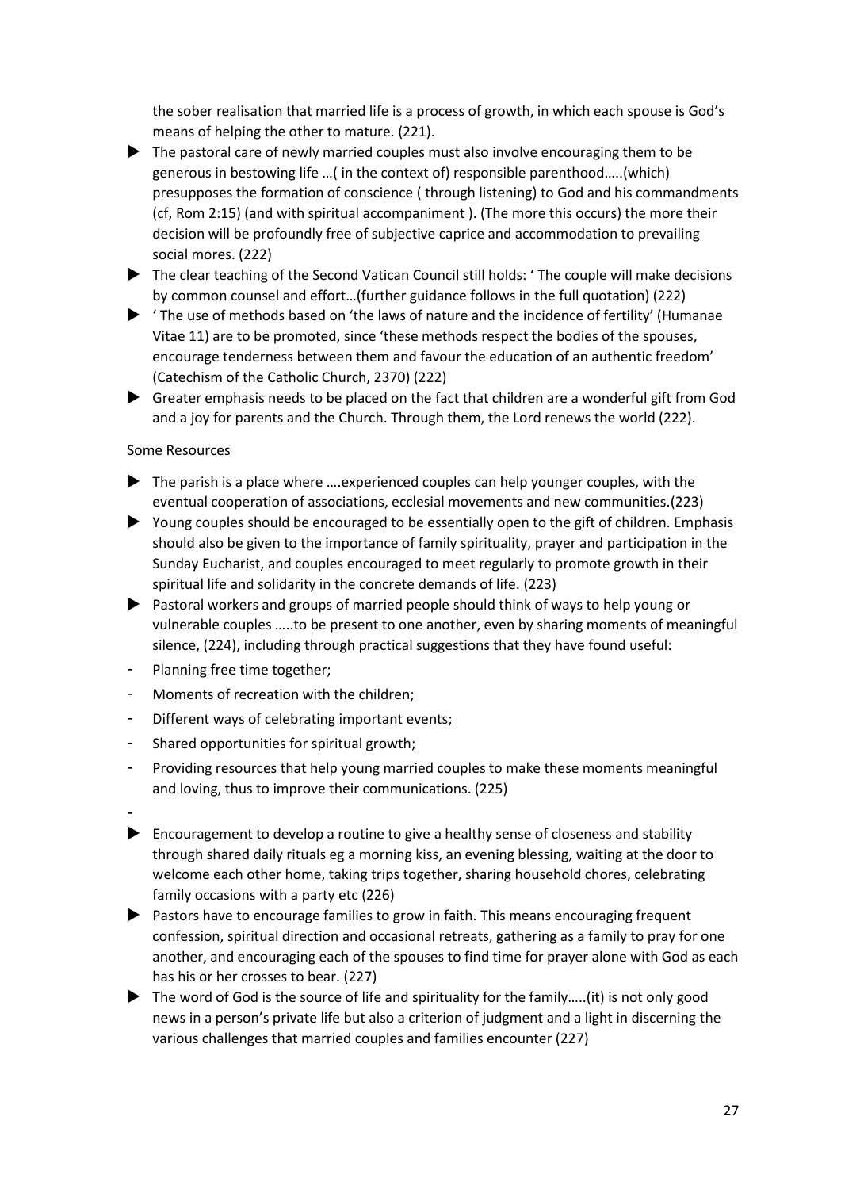the sober realisation that married life is a process of growth, in which each spouse is God's means of helping the other to mature. (221).

- The pastoral care of newly married couples must also involve encouraging them to be generous in bestowing life …( in the context of) responsible parenthood…..(which) presupposes the formation of conscience ( through listening) to God and his commandments (cf, Rom 2:15) (and with spiritual accompaniment ). (The more this occurs) the more their decision will be profoundly free of subjective caprice and accommodation to prevailing social mores. (222)
- The clear teaching of the Second Vatican Council still holds: ' The couple will make decisions by common counsel and effort…(further guidance follows in the full quotation) (222)
- ' The use of methods based on 'the laws of nature and the incidence of fertility' (Humanae Vitae 11) are to be promoted, since 'these methods respect the bodies of the spouses, encourage tenderness between them and favour the education of an authentic freedom' (Catechism of the Catholic Church, 2370) (222)
- Greater emphasis needs to be placed on the fact that children are a wonderful gift from God and a joy for parents and the Church. Through them, the Lord renews the world (222).

Some Resources

- The parish is a place where ….experienced couples can help younger couples, with the eventual cooperation of associations, ecclesial movements and new communities.(223)
- Young couples should be encouraged to be essentially open to the gift of children. Emphasis should also be given to the importance of family spirituality, prayer and participation in the Sunday Eucharist, and couples encouraged to meet regularly to promote growth in their spiritual life and solidarity in the concrete demands of life. (223)
- Pastoral workers and groups of married people should think of ways to help young or vulnerable couples …..to be present to one another, even by sharing moments of meaningful silence, (224), including through practical suggestions that they have found useful:
  - Planning free time together;
  - Moments of recreation with the children;
  - Different ways of celebrating important events;
  - Shared opportunities for spiritual growth;
  - Providing resources that help young married couples to make these moments meaningful and loving, thus to improve their communications. (225)
- Encouragement to develop a routine to give a healthy sense of closeness and stability through shared daily rituals eg a morning kiss, an evening blessing, waiting at the door to welcome each other home, taking trips together, sharing household chores, celebrating family occasions with a party etc (226)
- Pastors have to encourage families to grow in faith. This means encouraging frequent confession, spiritual direction and occasional retreats, gathering as a family to pray for one another, and encouraging each of the spouses to find time for prayer alone with God as each has his or her crosses to bear. (227)
- The word of God is the source of life and spirituality for the family…..(it) is not only good news in a person's private life but also a criterion of judgment and a light in discerning the various challenges that married couples and families encounter (227)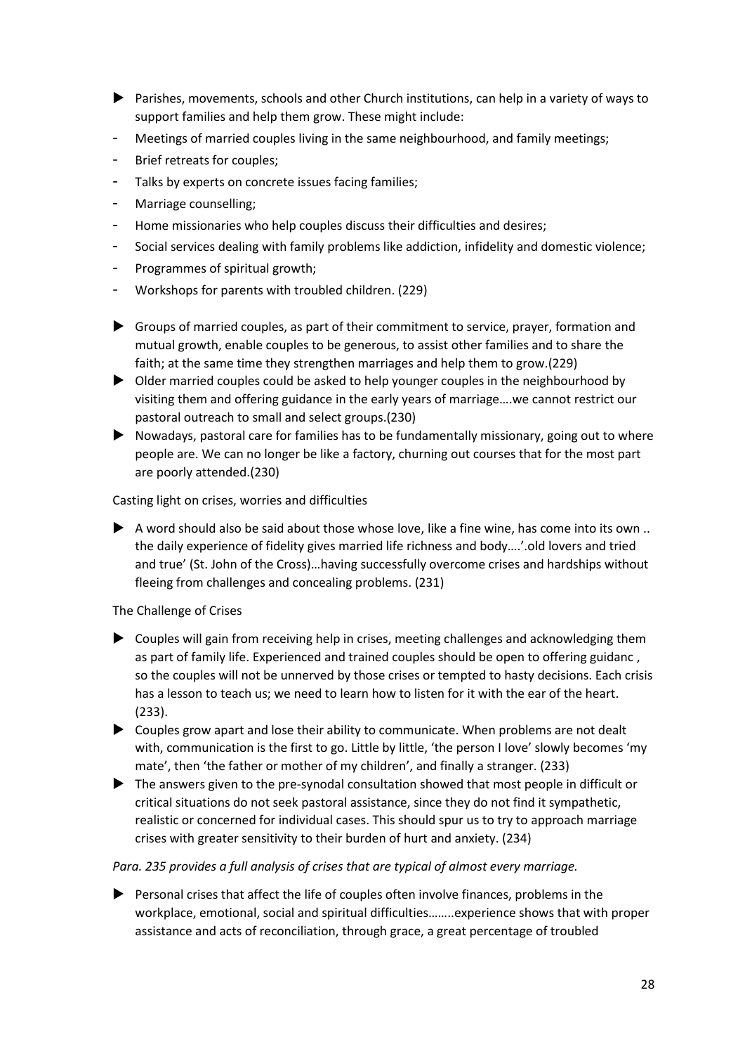- Parishes, movements, schools and other Church institutions, can help in a variety of ways to support families and help them grow. These might include:
  - Meetings of married couples living in the same neighbourhood, and family meetings;
  - Brief retreats for couples;
  - Talks by experts on concrete issues facing families;
  - Marriage counselling;
  - Home missionaries who help couples discuss their difficulties and desires;
  - Social services dealing with family problems like addiction, infidelity and domestic violence;
  - Programmes of spiritual growth;
  - Workshops for parents with troubled children. (229)
- Groups of married couples, as part of their commitment to service, prayer, formation and mutual growth, enable couples to be generous, to assist other families and to share the faith; at the same time they strengthen marriages and help them to grow.(229)
- Older married couples could be asked to help younger couples in the neighbourhood by visiting them and offering guidance in the early years of marriage….we cannot restrict our pastoral outreach to small and select groups.(230)
- Nowadays, pastoral care for families has to be fundamentally missionary, going out to where people are. We can no longer be like a factory, churning out courses that for the most part are poorly attended.(230)

Casting light on crises, worries and difficulties

- A word should also be said about those whose love, like a fine wine, has come into its own .. the daily experience of fidelity gives married life richness and body….'.old lovers and tried and true' (St. John of the Cross)…having successfully overcome crises and hardships without fleeing from challenges and concealing problems. (231)

The Challenge of Crises

- Couples will gain from receiving help in crises, meeting challenges and acknowledging them as part of family life. Experienced and trained couples should be open to offering guidanc , so the couples will not be unnerved by those crises or tempted to hasty decisions. Each crisis has a lesson to teach us; we need to learn how to listen for it with the ear of the heart. (233).
- Couples grow apart and lose their ability to communicate. When problems are not dealt with, communication is the first to go. Little by little, 'the person I love' slowly becomes 'my mate', then 'the father or mother of my children', and finally a stranger. (233)
- The answers given to the pre-synodal consultation showed that most people in difficult or critical situations do not seek pastoral assistance, since they do not find it sympathetic, realistic or concerned for individual cases. This should spur us to try to approach marriage crises with greater sensitivity to their burden of hurt and anxiety. (234)

*Para. 235 provides a full analysis of crises that are typical of almost every marriage.*

- Personal crises that affect the life of couples often involve finances, problems in the workplace, emotional, social and spiritual difficulties……..experience shows that with proper assistance and acts of reconciliation, through grace, a great percentage of troubled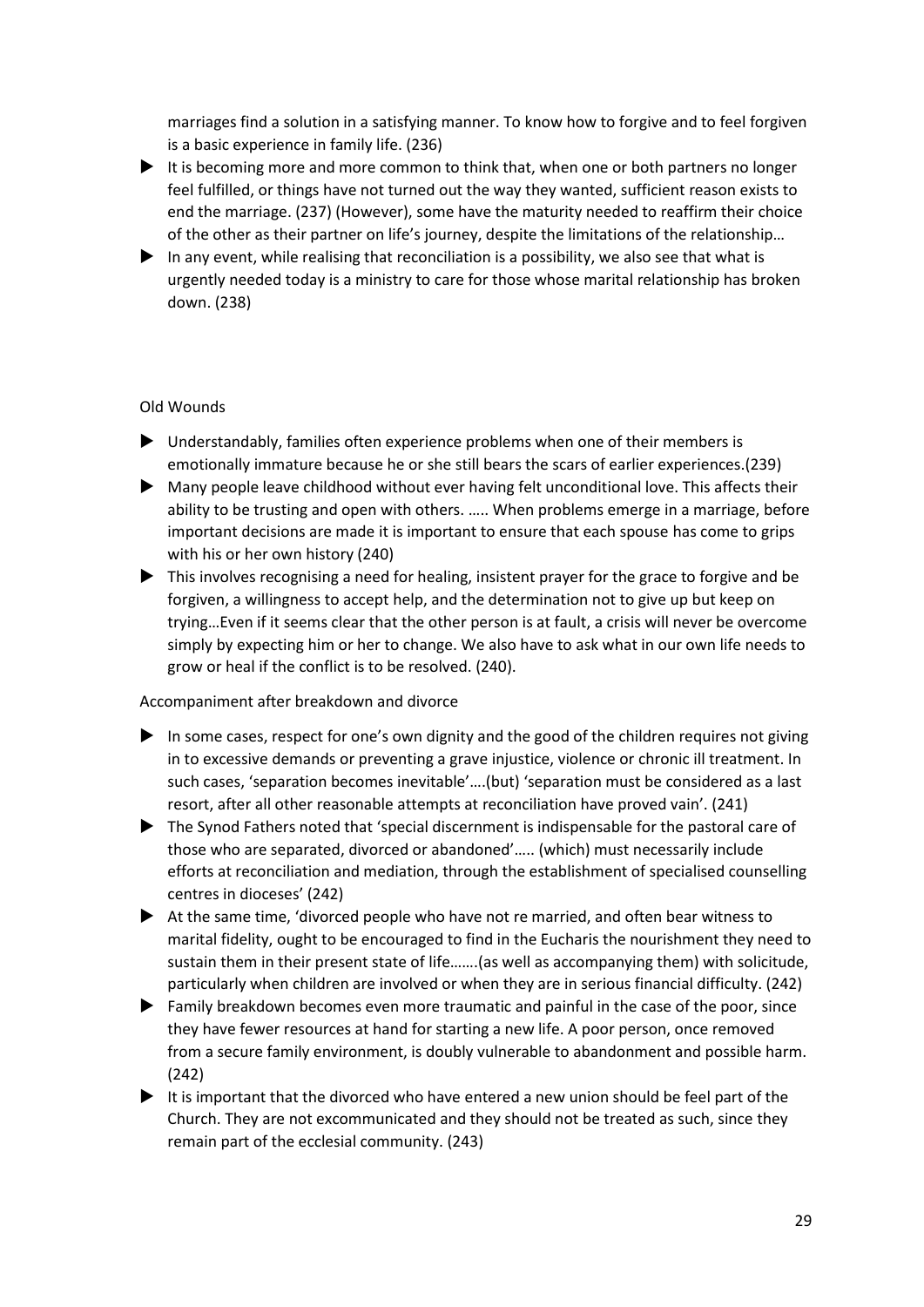marriages find a solution in a satisfying manner. To know how to forgive and to feel forgiven is a basic experience in family life. (236)

- It is becoming more and more common to think that, when one or both partners no longer feel fulfilled, or things have not turned out the way they wanted, sufficient reason exists to end the marriage. (237) (However), some have the maturity needed to reaffirm their choice of the other as their partner on life's journey, despite the limitations of the relationship…
- In any event, while realising that reconciliation is a possibility, we also see that what is urgently needed today is a ministry to care for those whose marital relationship has broken down. (238)

Old Wounds

- Understandably, families often experience problems when one of their members is emotionally immature because he or she still bears the scars of earlier experiences.(239)
- Many people leave childhood without ever having felt unconditional love. This affects their ability to be trusting and open with others. ….. When problems emerge in a marriage, before important decisions are made it is important to ensure that each spouse has come to grips with his or her own history (240)
- This involves recognising a need for healing, insistent prayer for the grace to forgive and be forgiven, a willingness to accept help, and the determination not to give up but keep on trying…Even if it seems clear that the other person is at fault, a crisis will never be overcome simply by expecting him or her to change. We also have to ask what in our own life needs to grow or heal if the conflict is to be resolved. (240).

Accompaniment after breakdown and divorce

- In some cases, respect for one's own dignity and the good of the children requires not giving in to excessive demands or preventing a grave injustice, violence or chronic ill treatment. In such cases, 'separation becomes inevitable'….(but) 'separation must be considered as a last resort, after all other reasonable attempts at reconciliation have proved vain'. (241)
- The Synod Fathers noted that 'special discernment is indispensable for the pastoral care of those who are separated, divorced or abandoned'….. (which) must necessarily include efforts at reconciliation and mediation, through the establishment of specialised counselling centres in dioceses' (242)
- At the same time, 'divorced people who have not re married, and often bear witness to marital fidelity, ought to be encouraged to find in the Eucharis the nourishment they need to sustain them in their present state of life…….(as well as accompanying them) with solicitude, particularly when children are involved or when they are in serious financial difficulty. (242)
- Family breakdown becomes even more traumatic and painful in the case of the poor, since they have fewer resources at hand for starting a new life. A poor person, once removed from a secure family environment, is doubly vulnerable to abandonment and possible harm. (242)
- It is important that the divorced who have entered a new union should be feel part of the Church. They are not excommunicated and they should not be treated as such, since they remain part of the ecclesial community. (243)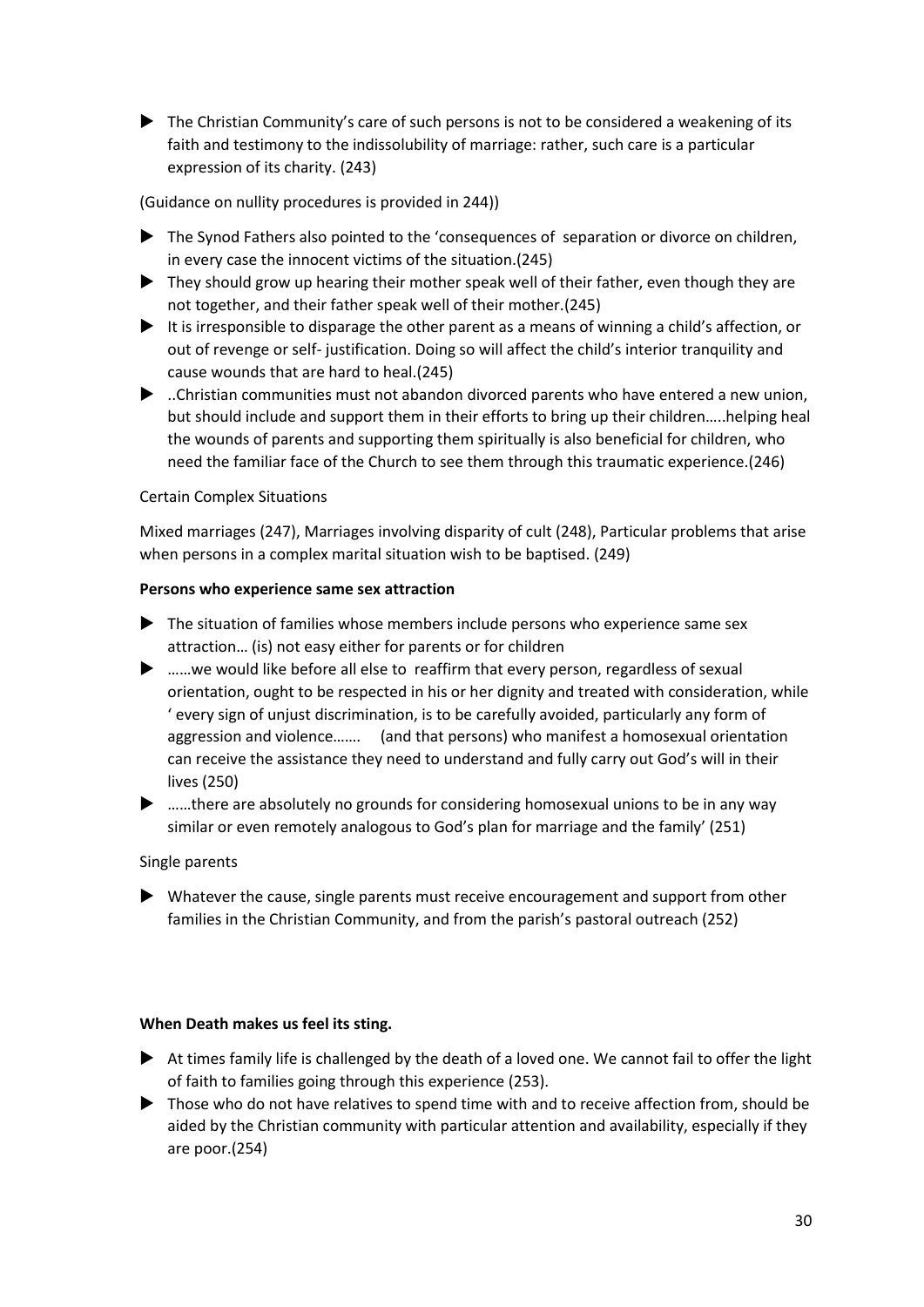- The Christian Community's care of such persons is not to be considered a weakening of its faith and testimony to the indissolubility of marriage: rather, such care is a particular expression of its charity. (243)

(Guidance on nullity procedures is provided in 244))

- The Synod Fathers also pointed to the 'consequences of separation or divorce on children, in every case the innocent victims of the situation.(245)
- They should grow up hearing their mother speak well of their father, even though they are not together, and their father speak well of their mother.(245)
- It is irresponsible to disparage the other parent as a means of winning a child's affection, or out of revenge or self- justification. Doing so will affect the child's interior tranquility and cause wounds that are hard to heal.(245)
- ..Christian communities must not abandon divorced parents who have entered a new union, but should include and support them in their efforts to bring up their children…..helping heal the wounds of parents and supporting them spiritually is also beneficial for children, who need the familiar face of the Church to see them through this traumatic experience.(246)

Certain Complex Situations

Mixed marriages (247), Marriages involving disparity of cult (248), Particular problems that arise when persons in a complex marital situation wish to be baptised. (249)

**Persons who experience same sex attraction**

- The situation of families whose members include persons who experience same sex attraction… (is) not easy either for parents or for children
- ……we would like before all else to reaffirm that every person, regardless of sexual orientation, ought to be respected in his or her dignity and treated with consideration, while ' every sign of unjust discrimination, is to be carefully avoided, particularly any form of aggression and violence……. (and that persons) who manifest a homosexual orientation can receive the assistance they need to understand and fully carry out God's will in their lives (250)
- ……there are absolutely no grounds for considering homosexual unions to be in any way similar or even remotely analogous to God's plan for marriage and the family' (251)

Single parents

- Whatever the cause, single parents must receive encouragement and support from other families in the Christian Community, and from the parish's pastoral outreach (252)

**When Death makes us feel its sting.**

- At times family life is challenged by the death of a loved one. We cannot fail to offer the light of faith to families going through this experience (253).
- Those who do not have relatives to spend time with and to receive affection from, should be aided by the Christian community with particular attention and availability, especially if they are poor.(254)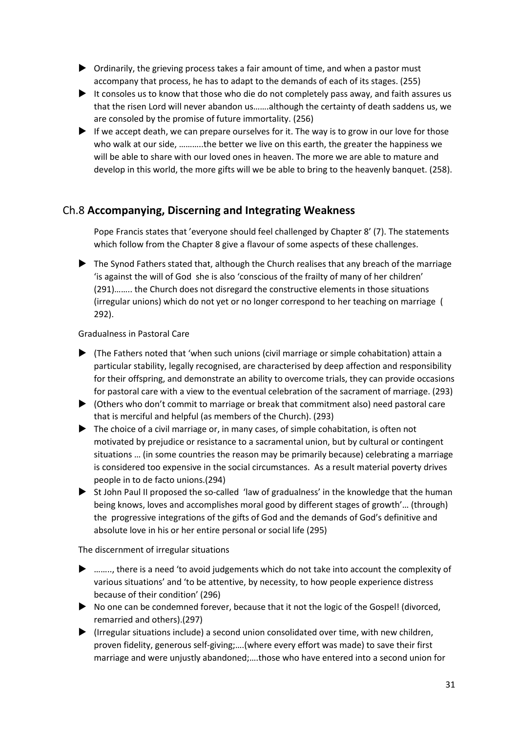- Ordinarily, the grieving process takes a fair amount of time, and when a pastor must accompany that process, he has to adapt to the demands of each of its stages. (255)
- It consoles us to know that those who die do not completely pass away, and faith assures us that the risen Lord will never abandon us…….although the certainty of death saddens us, we are consoled by the promise of future immortality. (256)
- If we accept death, we can prepare ourselves for it. The way is to grow in our love for those who walk at our side, ………..the better we live on this earth, the greater the happiness we will be able to share with our loved ones in heaven. The more we are able to mature and develop in this world, the more gifts will we be able to bring to the heavenly banquet. (258).

## Ch.8 **Accompanying, Discerning and Integrating Weakness**

Pope Francis states that 'everyone should feel challenged by Chapter 8' (7). The statements which follow from the Chapter 8 give a flavour of some aspects of these challenges.

- The Synod Fathers stated that, although the Church realises that any breach of the marriage 'is against the will of God she is also 'conscious of the frailty of many of her children' (291)…….. the Church does not disregard the constructive elements in those situations (irregular unions) which do not yet or no longer correspond to her teaching on marriage ( 292).

Gradualness in Pastoral Care

- (The Fathers noted that 'when such unions (civil marriage or simple cohabitation) attain a particular stability, legally recognised, are characterised by deep affection and responsibility for their offspring, and demonstrate an ability to overcome trials, they can provide occasions for pastoral care with a view to the eventual celebration of the sacrament of marriage. (293)
- (Others who don't commit to marriage or break that commitment also) need pastoral care that is merciful and helpful (as members of the Church). (293)
- The choice of a civil marriage or, in many cases, of simple cohabitation, is often not motivated by prejudice or resistance to a sacramental union, but by cultural or contingent situations … (in some countries the reason may be primarily because) celebrating a marriage is considered too expensive in the social circumstances. As a result material poverty drives people in to de facto unions.(294)
- St John Paul II proposed the so-called 'law of gradualness' in the knowledge that the human being knows, loves and accomplishes moral good by different stages of growth'… (through) the progressive integrations of the gifts of God and the demands of God's definitive and absolute love in his or her entire personal or social life (295)

The discernment of irregular situations

- …….., there is a need 'to avoid judgements which do not take into account the complexity of various situations' and 'to be attentive, by necessity, to how people experience distress because of their condition' (296)
- No one can be condemned forever, because that it not the logic of the Gospel! (divorced, remarried and others).(297)
- (Irregular situations include) a second union consolidated over time, with new children, proven fidelity, generous self-giving;….(where every effort was made) to save their first marriage and were unjustly abandoned;….those who have entered into a second union for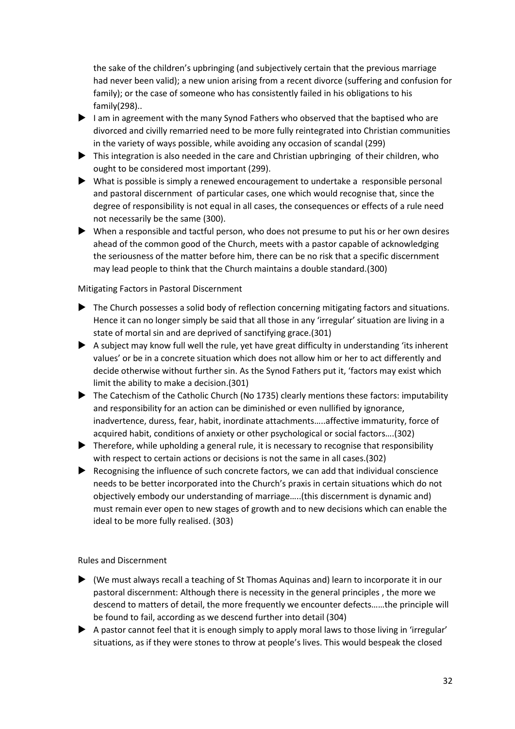the sake of the children's upbringing (and subjectively certain that the previous marriage had never been valid); a new union arising from a recent divorce (suffering and confusion for family); or the case of someone who has consistently failed in his obligations to his family(298)..

- I am in agreement with the many Synod Fathers who observed that the baptised who are divorced and civilly remarried need to be more fully reintegrated into Christian communities in the variety of ways possible, while avoiding any occasion of scandal (299)
- This integration is also needed in the care and Christian upbringing of their children, who ought to be considered most important (299).
- What is possible is simply a renewed encouragement to undertake a responsible personal and pastoral discernment of particular cases, one which would recognise that, since the degree of responsibility is not equal in all cases, the consequences or effects of a rule need not necessarily be the same (300).
- When a responsible and tactful person, who does not presume to put his or her own desires ahead of the common good of the Church, meets with a pastor capable of acknowledging the seriousness of the matter before him, there can be no risk that a specific discernment may lead people to think that the Church maintains a double standard.(300)

Mitigating Factors in Pastoral Discernment

- The Church possesses a solid body of reflection concerning mitigating factors and situations. Hence it can no longer simply be said that all those in any 'irregular' situation are living in a state of mortal sin and are deprived of sanctifying grace.(301)
- A subject may know full well the rule, yet have great difficulty in understanding 'its inherent values' or be in a concrete situation which does not allow him or her to act differently and decide otherwise without further sin. As the Synod Fathers put it, 'factors may exist which limit the ability to make a decision.(301)
- The Catechism of the Catholic Church (No 1735) clearly mentions these factors: imputability and responsibility for an action can be diminished or even nullified by ignorance, inadvertence, duress, fear, habit, inordinate attachments…..affective immaturity, force of acquired habit, conditions of anxiety or other psychological or social factors….(302)
- Therefore, while upholding a general rule, it is necessary to recognise that responsibility with respect to certain actions or decisions is not the same in all cases.(302)
- Recognising the influence of such concrete factors, we can add that individual conscience needs to be better incorporated into the Church's praxis in certain situations which do not objectively embody our understanding of marriage…..(this discernment is dynamic and) must remain ever open to new stages of growth and to new decisions which can enable the ideal to be more fully realised. (303)

Rules and Discernment

- (We must always recall a teaching of St Thomas Aquinas and) learn to incorporate it in our pastoral discernment: Although there is necessity in the general principles , the more we descend to matters of detail, the more frequently we encounter defects……the principle will be found to fail, according as we descend further into detail (304)
- A pastor cannot feel that it is enough simply to apply moral laws to those living in 'irregular' situations, as if they were stones to throw at people's lives. This would bespeak the closed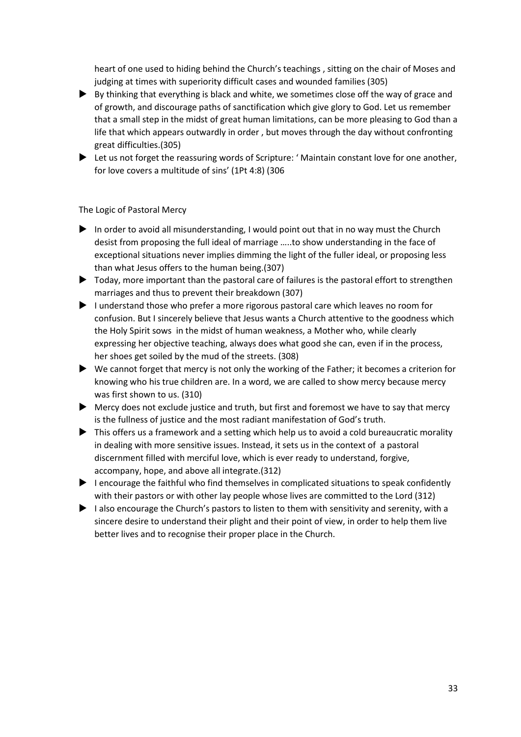heart of one used to hiding behind the Church's teachings , sitting on the chair of Moses and judging at times with superiority difficult cases and wounded families (305)

- By thinking that everything is black and white, we sometimes close off the way of grace and of growth, and discourage paths of sanctification which give glory to God. Let us remember that a small step in the midst of great human limitations, can be more pleasing to God than a life that which appears outwardly in order , but moves through the day without confronting great difficulties.(305)
- Let us not forget the reassuring words of Scripture: ' Maintain constant love for one another, for love covers a multitude of sins' (1Pt 4:8) (306

The Logic of Pastoral Mercy

- In order to avoid all misunderstanding, I would point out that in no way must the Church desist from proposing the full ideal of marriage …..to show understanding in the face of exceptional situations never implies dimming the light of the fuller ideal, or proposing less than what Jesus offers to the human being.(307)
- Today, more important than the pastoral care of failures is the pastoral effort to strengthen marriages and thus to prevent their breakdown (307)
- I understand those who prefer a more rigorous pastoral care which leaves no room for confusion. But I sincerely believe that Jesus wants a Church attentive to the goodness which the Holy Spirit sows in the midst of human weakness, a Mother who, while clearly expressing her objective teaching, always does what good she can, even if in the process, her shoes get soiled by the mud of the streets. (308)
- We cannot forget that mercy is not only the working of the Father; it becomes a criterion for knowing who his true children are. In a word, we are called to show mercy because mercy was first shown to us. (310)
- Mercy does not exclude justice and truth, but first and foremost we have to say that mercy is the fullness of justice and the most radiant manifestation of God's truth.
- This offers us a framework and a setting which help us to avoid a cold bureaucratic morality in dealing with more sensitive issues. Instead, it sets us in the context of a pastoral discernment filled with merciful love, which is ever ready to understand, forgive, accompany, hope, and above all integrate.(312)
- I encourage the faithful who find themselves in complicated situations to speak confidently with their pastors or with other lay people whose lives are committed to the Lord (312)
- I also encourage the Church's pastors to listen to them with sensitivity and serenity, with a sincere desire to understand their plight and their point of view, in order to help them live better lives and to recognise their proper place in the Church.